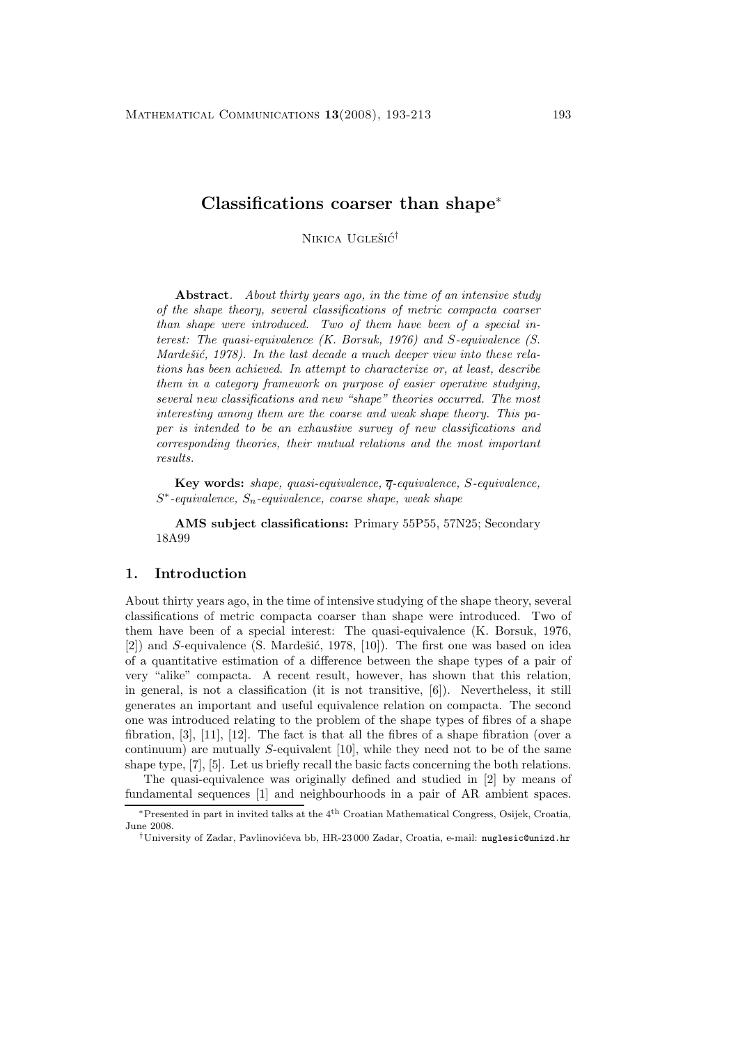# Classifications coarser than shape*

Nikica Uglešić†

**Abstract**. *About thirty years ago, in the time of an intensive study of the shape theory, several classifications of metric compacta coarser than shape were introduced. Two of them have been of a special interest: The quasi-equivalence (K. Borsuk, 1976) and S-equivalence (S. Mardešić, 1978). In the last decade a much deeper view into these relations has been achieved. In attempt to characterize or, at least, describe them in a category framework on purpose of easier operative studying, several new classifications and new "shape" theories occurred. The most interesting among them are the coarse and weak shape theory. This paper is intended to be an exhaustive survey of new classifications and corresponding theories, their mutual relations and the most important results.*

**Key words:** *shape, quasi-equivalence, $\overline{q}$-equivalence, $S$-equivalence, $S^*$-equivalence, $S_n$-equivalence, coarse shape, weak shape*

**AMS subject classifications:** Primary 55P55, 57N25; Secondary 18A99

## 1. Introduction

About thirty years ago, in the time of intensive studying of the shape theory, several classifications of metric compacta coarser than shape were introduced. Two of them have been of a special interest: The quasi-equivalence (K. Borsuk, 1976, [2]) and $S$-equivalence (S. Mardešić, 1978, [10]). The first one was based on idea of a quantitative estimation of a difference between the shape types of a pair of very "alike" compacta. A recent result, however, has shown that this relation, in general, is not a classification (it is not transitive, [6]). Nevertheless, it still generates an important and useful equivalence relation on compacta. The second one was introduced relating to the problem of the shape types of fibres of a shape fibration, [3], [11], [12]. The fact is that all the fibres of a shape fibration (over a continuum) are mutually $S$-equivalent [10], while they need not to be of the same shape type, [7], [5]. Let us briefly recall the basic facts concerning the both relations.

The quasi-equivalence was originally defined and studied in [2] by means of fundamental sequences [1] and neighbourhoods in a pair of AR ambient spaces.

*Presented in part in invited talks at the 4[th] Croatian Mathematical Congress, Osijek, Croatia, June 2008.

†University of Zadar, Pavlinovićeva bb, HR-23 000 Zadar, Croatia, e-mail: nuglesic@unizd.hr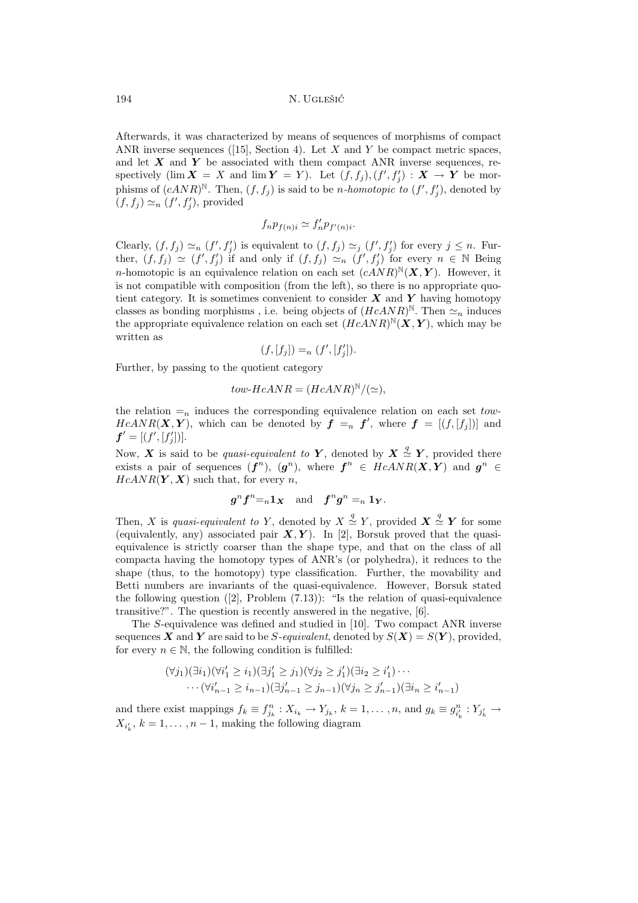Afterwards, it was characterized by means of sequences of morphisms of compact ANR inverse sequences ([15], Section 4). Let $X$ and $Y$ be compact metric spaces, and let $\boldsymbol{X}$ and $\boldsymbol{Y}$ be associated with them compact ANR inverse sequences, respectively ($\lim \boldsymbol{X} = X$ and $\lim \boldsymbol{Y} = Y$). Let $(f, f_j), (f', f'_j) : \boldsymbol{X} \to \boldsymbol{Y}$ be morphisms of $(cANR)^{\mathbb{N}}$. Then, $(f, f_j)$ is said to be *n-homotopic to* $(f', f'_j)$, denoted by $(f, f_j) \simeq_n (f', f'_j)$, provided

$$f_n p_{f(n)i} \simeq f'_n p_{f'(n)i}.$$

Clearly, $(f, f_j) \simeq_n (f', f'_j)$ is equivalent to $(f, f_j) \simeq_j (f', f'_j)$ for every $j \leq n$. Further, $(f, f_j) \simeq (f', f'_j)$ if and only if $(f, f_j) \simeq_n (f', f'_j)$ for every $n \in \mathbb{N}$ Being $n$-homotopic is an equivalence relation on each set $(cANR)^{\mathbb{N}}(\boldsymbol{X}, \boldsymbol{Y})$. However, it is not compatible with composition (from the left), so there is no appropriate quotient category. It is sometimes convenient to consider $\boldsymbol{X}$ and $\boldsymbol{Y}$ having homotopy classes as bonding morphisms , i.e. being objects of $(HcANR)^{\mathbb{N}}$. Then $\simeq_n$ induces the appropriate equivalence relation on each set $(HcANR)^{\mathbb{N}}(\boldsymbol{X}, \boldsymbol{Y})$, which may be written as

$$(f, [f_j]) =_n (f', [f'_j]).$$

Further, by passing to the quotient category

$$tow\text{-}HcANR = (HcANR)^{\mathbb{N}}/(\simeq),$$

the relation $=_n$ induces the corresponding equivalence relation on each set *tow-HcANR*$(\boldsymbol{X}, \boldsymbol{Y})$, which can be denoted by $\boldsymbol{f} =_n \boldsymbol{f}'$, where $\boldsymbol{f} = [(f, [f_j])]$ and $\boldsymbol{f}' = [(f', [f'_j])]$.

Now, $\boldsymbol{X}$ is said to be *quasi-equivalent to* $\boldsymbol{Y}$, denoted by $\boldsymbol{X} \overset{q}{\simeq} \boldsymbol{Y}$, provided there exists a pair of sequences $(\boldsymbol{f}^n)$, $(\boldsymbol{g}^n)$, where $\boldsymbol{f}^n \in HcANR(\boldsymbol{X}, \boldsymbol{Y})$ and $\boldsymbol{g}^n \in HcANR(\boldsymbol{Y}, \boldsymbol{X})$ such that, for every $n$,

$$\boldsymbol{g}^n \boldsymbol{f}^n =_n \boldsymbol{1_X} \quad \text{and} \quad \boldsymbol{f}^n \boldsymbol{g}^n =_n \boldsymbol{1_Y}.$$

Then, $X$ is *quasi-equivalent to* $Y$, denoted by $X \overset{q}{\simeq} Y$, provided $\boldsymbol{X} \overset{q}{\simeq} \boldsymbol{Y}$ for some (equivalently, any) associated pair $\boldsymbol{X}, \boldsymbol{Y}$). In [2], Borsuk proved that the quasi-equivalence is strictly coarser than the shape type, and that on the class of all compacta having the homotopy types of ANR's (or polyhedra), it reduces to the shape (thus, to the homotopy) type classification. Further, the movability and Betti numbers are invariants of the quasi-equivalence. However, Borsuk stated the following question ([2], Problem (7.13)): "Is the relation of quasi-equivalence transitive?". The question is recently answered in the negative, [6].

The $S$-equivalence was defined and studied in [10]. Two compact ANR inverse sequences $\boldsymbol{X}$ and $\boldsymbol{Y}$ are said to be *S-equivalent*, denoted by $S(\boldsymbol{X}) = S(\boldsymbol{Y})$, provided, for every $n \in \mathbb{N}$, the following condition is fulfilled:

$$(\forall j_1)(\exists i_1)(\forall i'_1 \geq i_1)(\exists j'_1 \geq j_1)(\forall j_2 \geq j'_1)(\exists i_2 \geq i'_1) \cdots$$
$$\cdots (\forall i'_{n-1} \geq i_{n-1})(\exists j'_{n-1} \geq j_{n-1})(\forall j_n \geq j'_{n-1})(\exists i_n \geq i'_{n-1})$$

and there exist mappings $f_k \equiv f^n_{j_k} : X_{i_k} \to Y_{j_k}$, $k = 1, \ldots, n$, and $g_k \equiv g^n_{i'_k} : Y_{j'_k} \to X_{i'_k}$, $k = 1, \ldots, n-1$, making the following diagram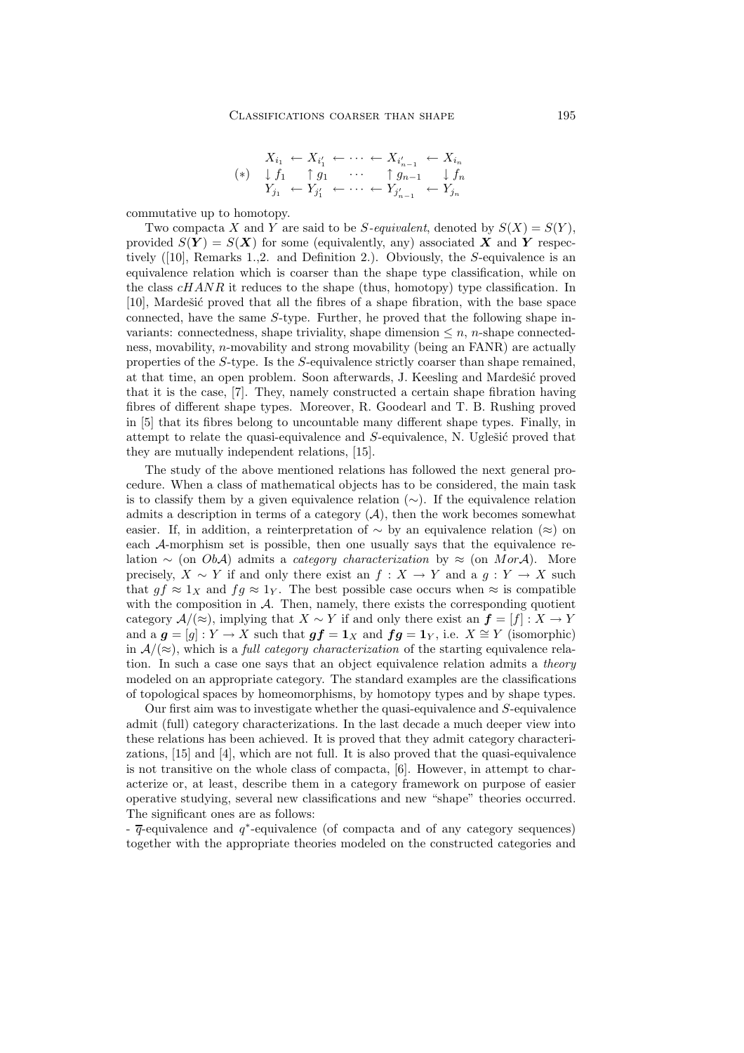$$
(*)\quad \begin{array}{ccccccccc}
X_{i_1} & \leftarrow & X_{i'_1} & \leftarrow & \cdots & \leftarrow & X_{i'_{n-1}} & \leftarrow & X_{i_n} \\
\downarrow f_1 & & \uparrow g_1 & & \cdots & & \uparrow g_{n-1} & & \downarrow f_n \\
Y_{j_1} & \leftarrow & Y_{j'_1} & \leftarrow & \cdots & \leftarrow & Y_{j'_{n-1}} & \leftarrow & Y_{j_n}
\end{array}
$$

commutative up to homotopy.

Two compacta $X$ and $Y$ are said to be *S-equivalent*, denoted by $S(X) = S(Y)$, provided $S(\boldsymbol{Y}) = S(\boldsymbol{X})$ for some (equivalently, any) associated $\boldsymbol{X}$ and $\boldsymbol{Y}$ respectively ([10], Remarks 1.,2. and Definition 2.). Obviously, the $S$-equivalence is an equivalence relation which is coarser than the shape type classification, while on the class $cHANR$ it reduces to the shape (thus, homotopy) type classification. In [10], Mardešić proved that all the fibres of a shape fibration, with the base space connected, have the same $S$-type. Further, he proved that the following shape invariants: connectedness, shape triviality, shape dimension $\leq n$, $n$-shape connectedness, movability, $n$-movability and strong movability (being an FANR) are actually properties of the $S$-type. Is the $S$-equivalence strictly coarser than shape remained, at that time, an open problem. Soon afterwards, J. Keesling and Mardešić proved that it is the case, [7]. They, namely constructed a certain shape fibration having fibres of different shape types. Moreover, R. Goodearl and T. B. Rushing proved in [5] that its fibres belong to uncountable many different shape types. Finally, in attempt to relate the quasi-equivalence and $S$-equivalence, N. Uglešić proved that they are mutually independent relations, [15].

The study of the above mentioned relations has followed the next general procedure. When a class of mathematical objects has to be considered, the main task is to classify them by a given equivalence relation ($\sim$). If the equivalence relation admits a description in terms of a category ($\mathcal{A}$), then the work becomes somewhat easier. If, in addition, a reinterpretation of $\sim$ by an equivalence relation ($\approx$) on each $\mathcal{A}$-morphism set is possible, then one usually says that the equivalence relation $\sim$ (on $Ob\mathcal{A}$) admits a *category characterization* by $\approx$ (on $Mor\mathcal{A}$). More precisely, $X \sim Y$ if and only there exist an $f : X \to Y$ and a $g : Y \to X$ such that $gf \approx 1_X$ and $fg \approx 1_Y$. The best possible case occurs when $\approx$ is compatible with the composition in $\mathcal{A}$. Then, namely, there exists the corresponding quotient category $\mathcal{A}/(\approx)$, implying that $X \sim Y$ if and only there exist an $\boldsymbol{f} = [f] : X \to Y$ and a $\boldsymbol{g} = [g] : Y \to X$ such that $\boldsymbol{gf} = \boldsymbol{1}_X$ and $\boldsymbol{fg} = \boldsymbol{1}_Y$, i.e. $X \cong Y$ (isomorphic) in $\mathcal{A}/(\approx)$, which is a *full category characterization* of the starting equivalence relation. In such a case one says that an object equivalence relation admits a *theory* modeled on an appropriate category. The standard examples are the classifications of topological spaces by homeomorphisms, by homotopy types and by shape types.

Our first aim was to investigate whether the quasi-equivalence and $S$-equivalence admit (full) category characterizations. In the last decade a much deeper view into these relations has been achieved. It is proved that they admit category characterizations, [15] and [4], which are not full. It is also proved that the quasi-equivalence is not transitive on the whole class of compacta, [6]. However, in attempt to characterize or, at least, describe them in a category framework on purpose of easier operative studying, several new classifications and new "shape" theories occurred. The significant ones are as follows:

- $\overline{q}$-equivalence and $q^*$-equivalence (of compacta and of any category sequences) together with the appropriate theories modeled on the constructed categories and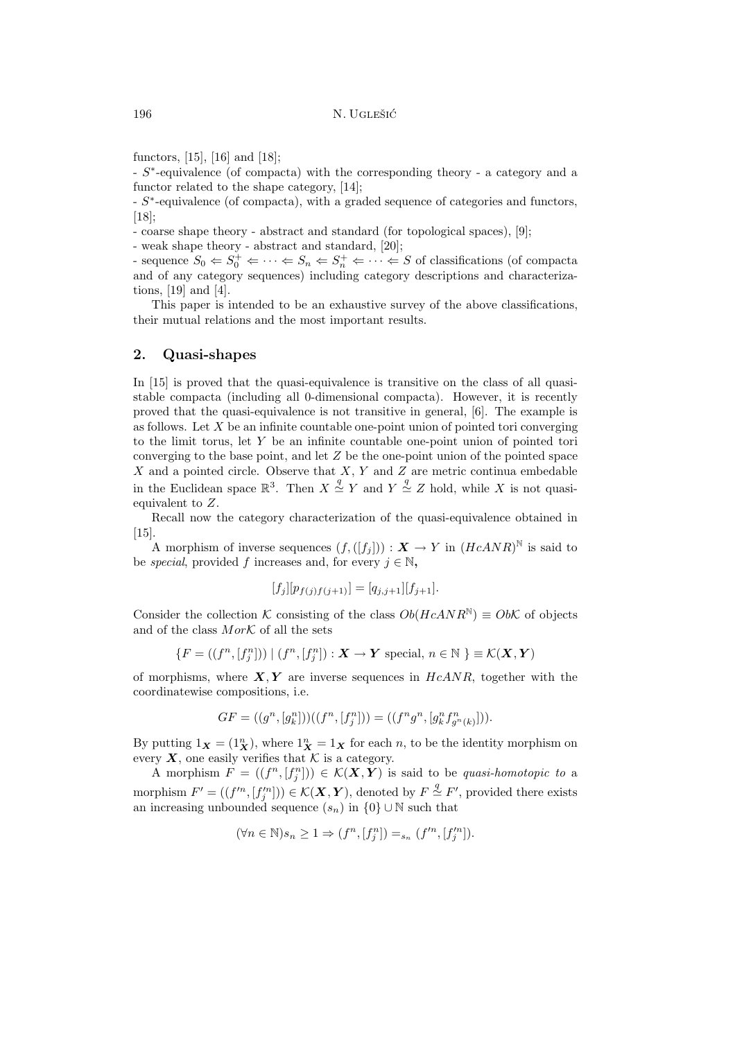functors, [15], [16] and [18];

- $S^*$-equivalence (of compacta) with the corresponding theory - a category and a functor related to the shape category, [14];
- $S^*$-equivalence (of compacta), with a graded sequence of categories and functors, [18];
- coarse shape theory - abstract and standard (for topological spaces), [9];
- weak shape theory - abstract and standard, [20];
- sequence $S_0 \Leftarrow S_0^+ \Leftarrow \cdots \Leftarrow S_n \Leftarrow S_n^+ \Leftarrow \cdots \Leftarrow S$ of classifications (of compacta and of any category sequences) including category descriptions and characterizations, [19] and [4].

This paper is intended to be an exhaustive survey of the above classifications, their mutual relations and the most important results.

## 2. Quasi-shapes

In [15] is proved that the quasi-equivalence is transitive on the class of all quasi-stable compacta (including all 0-dimensional compacta). However, it is recently proved that the quasi-equivalence is not transitive in general, [6]. The example is as follows. Let $X$ be an infinite countable one-point union of pointed tori converging to the limit torus, let $Y$ be an infinite countable one-point union of pointed tori converging to the base point, and let $Z$ be the one-point union of the pointed space $X$ and a pointed circle. Observe that $X$, $Y$ and $Z$ are metric continua embedable in the Euclidean space $\mathbb{R}^3$. Then $X \overset{q}{\simeq} Y$ and $Y \overset{q}{\simeq} Z$ hold, while $X$ is not quasi-equivalent to $Z$.

Recall now the category characterization of the quasi-equivalence obtained in [15].

A morphism of inverse sequences $(f, ([f_j])) : \boldsymbol{X} \to Y$ in $(HcANR)^{\mathbb{N}}$ is said to be *special*, provided $f$ increases and, for every $j \in \mathbb{N}$,

$$[f_j][p_{f(j)f(j+1)}] = [q_{j,j+1}][f_{j+1}].$$

Consider the collection $\mathcal{K}$ consisting of the class $Ob(HcANR^{\mathbb{N}}) \equiv Ob\mathcal{K}$ of objects and of the class $Mor\mathcal{K}$ of all the sets

$$\{F = ((f^n, [f_j^n])) \mid (f^n, [f_j^n]) : \boldsymbol{X} \to \boldsymbol{Y} \text{ special}, \, n \in \mathbb{N} \; \} \equiv \mathcal{K}(\boldsymbol{X}, \boldsymbol{Y})$$

of morphisms, where $\boldsymbol{X}, \boldsymbol{Y}$ are inverse sequences in $HcANR$, together with the coordinatewise compositions, i.e.

$$GF = ((g^n, [g_k^n]))((f^n, [f_j^n])) = ((f^n g^n, [g_k^n f_{g^n(k)}^n])).$$

By putting $1_{\boldsymbol{X}} = (1_{\boldsymbol{X}}^n)$, where $1_{\boldsymbol{X}}^n = 1_{\boldsymbol{X}}$ for each $n$, to be the identity morphism on every $\boldsymbol{X}$, one easily verifies that $\mathcal{K}$ is a category.

A morphism $F = ((f^n, [f_j^n])) \in \mathcal{K}(\boldsymbol{X}, \boldsymbol{Y})$ is said to be *quasi-homotopic to* a morphism $F' = ((f'^n, [f_j'^n])) \in \mathcal{K}(\boldsymbol{X}, \boldsymbol{Y})$, denoted by $F \overset{q}{\simeq} F'$, provided there exists an increasing unbounded sequence $(s_n)$ in $\{0\} \cup \mathbb{N}$ such that

$$(\forall n \in \mathbb{N}) s_n \geq 1 \Rightarrow (f^n, [f_j^n]) =_{s_n} (f'^n, [f_j'^n]).$$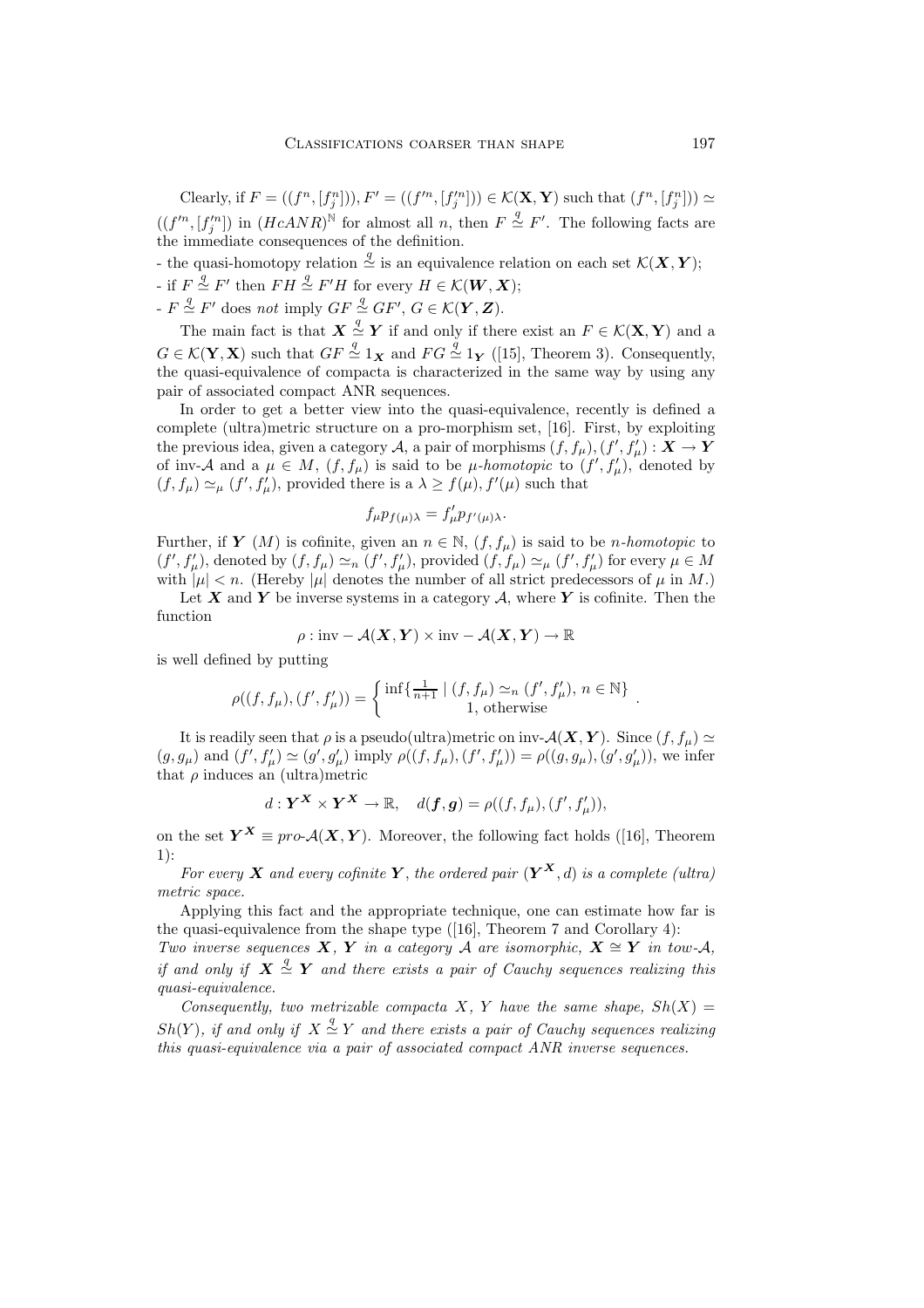Clearly, if $F = ((f^n, [f_j^n])), F' = ((f'^n, [f_j'^n])) \in \mathcal{K}(\mathbf{X}, \mathbf{Y})$ such that $(f^n, [f_j^n])) \simeq ((f'^n, [f_j'^n])$ in $(HcANR)^{\mathbb{N}}$ for almost all $n$, then $F \overset{q}{\simeq} F'$. The following facts are the immediate consequences of the definition.

- the quasi-homotopy relation $\overset{q}{\simeq}$ is an equivalence relation on each set $\mathcal{K}(\boldsymbol{X}, \boldsymbol{Y})$;
- if $F \overset{q}{\simeq} F'$ then $FH \overset{q}{\simeq} F'H$ for every $H \in \mathcal{K}(\boldsymbol{W}, \boldsymbol{X})$;
- $F \overset{q}{\simeq} F'$ does *not* imply $GF \overset{q}{\simeq} GF'$, $G \in \mathcal{K}(\boldsymbol{Y}, \boldsymbol{Z})$.

The main fact is that $\boldsymbol{X} \overset{q}{\simeq} \boldsymbol{Y}$ if and only if there exist an $F \in \mathcal{K}(\mathbf{X}, \mathbf{Y})$ and a $G \in \mathcal{K}(\mathbf{Y}, \mathbf{X})$ such that $GF \overset{q}{\simeq} 1_{\boldsymbol{X}}$ and $FG \overset{q}{\simeq} 1_{\boldsymbol{Y}}$ ([15], Theorem 3). Consequently, the quasi-equivalence of compacta is characterized in the same way by using any pair of associated compact ANR sequences.

In order to get a better view into the quasi-equivalence, recently is defined a complete (ultra)metric structure on a pro-morphism set, [16]. First, by exploiting the previous idea, given a category $\mathcal{A}$, a pair of morphisms $(f, f_\mu), (f', f'_\mu) : \boldsymbol{X} \to \boldsymbol{Y}$ of inv-$\mathcal{A}$ and a $\mu \in M$, $(f, f_\mu)$ is said to be *$\mu$-homotopic* to $(f', f'_\mu)$, denoted by $(f, f_\mu) \simeq_\mu (f', f'_\mu)$, provided there is a $\lambda \geq f(\mu), f'(\mu)$ such that

$$f_\mu p_{f(\mu)\lambda} = f'_\mu p_{f'(\mu)\lambda}.$$

Further, if $\boldsymbol{Y}$ $(M)$ is cofinite, given an $n \in \mathbb{N}$, $(f, f_\mu)$ is said to be *$n$-homotopic* to $(f', f'_\mu)$, denoted by $(f, f_\mu) \simeq_n (f', f'_\mu)$, provided $(f, f_\mu) \simeq_\mu (f', f'_\mu)$ for every $\mu \in M$ with $|\mu| < n$. (Hereby $|\mu|$ denotes the number of all strict predecessors of $\mu$ in $M$.)

Let $\boldsymbol{X}$ and $\boldsymbol{Y}$ be inverse systems in a category $\mathcal{A}$, where $\boldsymbol{Y}$ is cofinite. Then the function

$$\rho : \text{inv} - \mathcal{A}(\boldsymbol{X}, \boldsymbol{Y}) \times \text{inv} - \mathcal{A}(\boldsymbol{X}, \boldsymbol{Y}) \to \mathbb{R}$$

is well defined by putting

$$\rho((f, f_\mu), (f', f'_\mu)) = \begin{cases} \inf\{\frac{1}{n+1} \mid (f, f_\mu) \simeq_n (f', f'_\mu),\, n \in \mathbb{N}\} \\ 1, \text{ otherwise} \end{cases}.$$

It is readily seen that $\rho$ is a pseudo(ultra)metric on inv-$\mathcal{A}(\boldsymbol{X}, \boldsymbol{Y})$. Since $(f, f_\mu) \simeq (g, g_\mu)$ and $(f', f'_\mu) \simeq (g', g'_\mu)$ imply $\rho((f, f_\mu), (f', f'_\mu)) = \rho((g, g_\mu), (g', g'_\mu))$, we infer that $\rho$ induces an (ultra)metric

$$d : \boldsymbol{Y}^{\boldsymbol{X}} \times \boldsymbol{Y}^{\boldsymbol{X}} \to \mathbb{R}, \quad d(\boldsymbol{f}, \boldsymbol{g}) = \rho((f, f_\mu), (f', f'_\mu)),$$

on the set $\boldsymbol{Y}^{\boldsymbol{X}} \equiv pro\text{-}\mathcal{A}(\boldsymbol{X}, \boldsymbol{Y})$. Moreover, the following fact holds ([16], Theorem 1):

*For every $\boldsymbol{X}$ and every cofinite $\boldsymbol{Y}$, the ordered pair $(\boldsymbol{Y}^{\boldsymbol{X}}, d)$ is a complete (ultra) metric space.*

Applying this fact and the appropriate technique, one can estimate how far is the quasi-equivalence from the shape type ([16], Theorem 7 and Corollary 4):

*Two inverse sequences $\boldsymbol{X}$, $\boldsymbol{Y}$ in a category $\mathcal{A}$ are isomorphic, $\boldsymbol{X} \cong \boldsymbol{Y}$ in tow-$\mathcal{A}$, if and only if $\boldsymbol{X} \overset{q}{\simeq} \boldsymbol{Y}$ and there exists a pair of Cauchy sequences realizing this quasi-equivalence.*

*Consequently, two metrizable compacta $X$, $Y$ have the same shape, $Sh(X) = Sh(Y)$, if and only if $X \overset{q}{\simeq} Y$ and there exists a pair of Cauchy sequences realizing this quasi-equivalence via a pair of associated compact ANR inverse sequences.*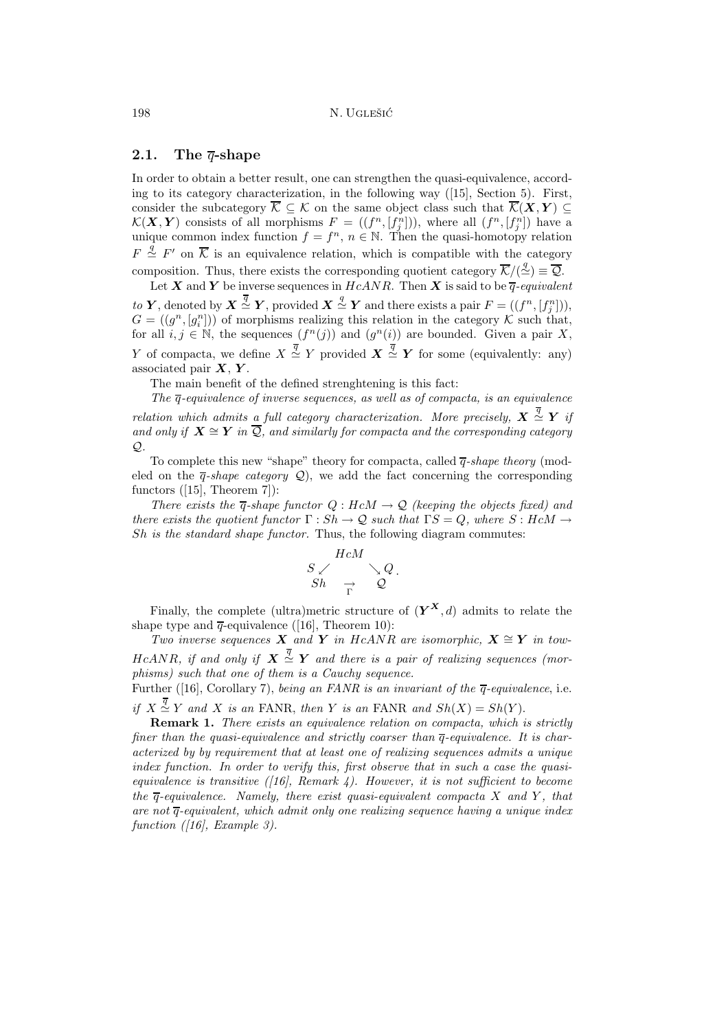## 2.1. The $\overline{q}$-shape

In order to obtain a better result, one can strengthen the quasi-equivalence, according to its category characterization, in the following way ([15], Section 5). First, consider the subcategory $\overline{\mathcal{K}} \subseteq \mathcal{K}$ on the same object class such that $\overline{\mathcal{K}}(\boldsymbol{X},\boldsymbol{Y}) \subseteq \mathcal{K}(\boldsymbol{X},\boldsymbol{Y})$ consists of all morphisms $F = ((f^n, [f^n_j]))$, where all $(f^n, [f^n_j])$ have a unique common index function $f = f^n$, $n \in \mathbb{N}$. Then the quasi-homotopy relation $F \overset{q}{\simeq} F'$ on $\overline{\mathcal{K}}$ is an equivalence relation, which is compatible with the category composition. Thus, there exists the corresponding quotient category $\overline{\mathcal{K}}/(\overset{q}{\simeq}) \equiv \overline{\mathcal{Q}}$.

Let $\boldsymbol{X}$ and $\boldsymbol{Y}$ be inverse sequences in $HcANR$. Then $\boldsymbol{X}$ is said to be *$\overline{q}$-equivalent to* $\boldsymbol{Y}$, denoted by $\boldsymbol{X} \overset{\overline{q}}{\simeq} \boldsymbol{Y}$, provided $\boldsymbol{X} \overset{q}{\simeq} \boldsymbol{Y}$ and there exists a pair $F = ((f^n, [f^n_j]))$, $G = ((g^n, [g^n_i]))$ of morphisms realizing this relation in the category $\mathcal{K}$ such that, for all $i, j \in \mathbb{N}$, the sequences $(f^n(j))$ and $(g^n(i))$ are bounded. Given a pair $X$, $Y$ of compacta, we define $X \overset{\overline{q}}{\simeq} Y$ provided $\boldsymbol{X} \overset{\overline{q}}{\simeq} \boldsymbol{Y}$ for some (equivalently: any) associated pair $\boldsymbol{X}$, $\boldsymbol{Y}$.

The main benefit of the defined strenghtening is this fact:

*The $\overline{q}$-equivalence of inverse sequences, as well as of compacta, is an equivalence relation which admits a full category characterization. More precisely, $\boldsymbol{X} \overset{\overline{q}}{\simeq} \boldsymbol{Y}$ if and only if $\boldsymbol{X} \cong \boldsymbol{Y}$ in $\overline{\mathcal{Q}}$, and similarly for compacta and the corresponding category $\mathcal{Q}$.*

To complete this new "shape" theory for compacta, called *$\overline{q}$-shape theory* (modeled on the *$\overline{q}$-shape category* $\mathcal{Q}$), we add the fact concerning the corresponding functors ([15], Theorem 7]):

*There exists the $\overline{q}$-shape functor $Q : HcM \to \mathcal{Q}$ (keeping the objects fixed) and there exists the quotient functor $\Gamma : Sh \to \mathcal{Q}$ such that $\Gamma S = Q$, where $S : HcM \to Sh$ is the standard shape functor.* Thus, the following diagram commutes:

$$\begin{array}{ccc} & HcM & \\ S \swarrow & & \searrow Q \\ Sh & \underset{\Gamma}{\rightarrow} & \mathcal{Q} \end{array}.$$

Finally, the complete (ultra)metric structure of $(\boldsymbol{Y}^{\boldsymbol{X}}, d)$ admits to relate the shape type and $\overline{q}$-equivalence ([16], Theorem 10):

*Two inverse sequences $\boldsymbol{X}$ and $\boldsymbol{Y}$ in $HcANR$ are isomorphic, $\boldsymbol{X} \cong \boldsymbol{Y}$ in tow-$HcANR$, if and only if $\boldsymbol{X} \overset{\overline{q}}{\simeq} \boldsymbol{Y}$ and there is a pair of realizing sequences (morphisms) such that one of them is a Cauchy sequence.*

Further ([16], Corollary 7), *being an FANR is an invariant of the $\overline{q}$-equivalence*, i.e. *if $X \overset{\overline{q}}{\simeq} Y$ and $X$ is an* FANR, *then $Y$ is an* FANR *and $Sh(X) = Sh(Y)$.*

**Remark 1.** *There exists an equivalence relation on compacta, which is strictly finer than the quasi-equivalence and strictly coarser than $\overline{q}$-equivalence. It is characterized by by requirement that at least one of realizing sequences admits a unique index function. In order to verify this, first observe that in such a case the quasi-equivalence is transitive ([16], Remark 4). However, it is not sufficient to become the $\overline{q}$-equivalence. Namely, there exist quasi-equivalent compacta $X$ and $Y$, that are not $\overline{q}$-equivalent, which admit only one realizing sequence having a unique index function ([16], Example 3).*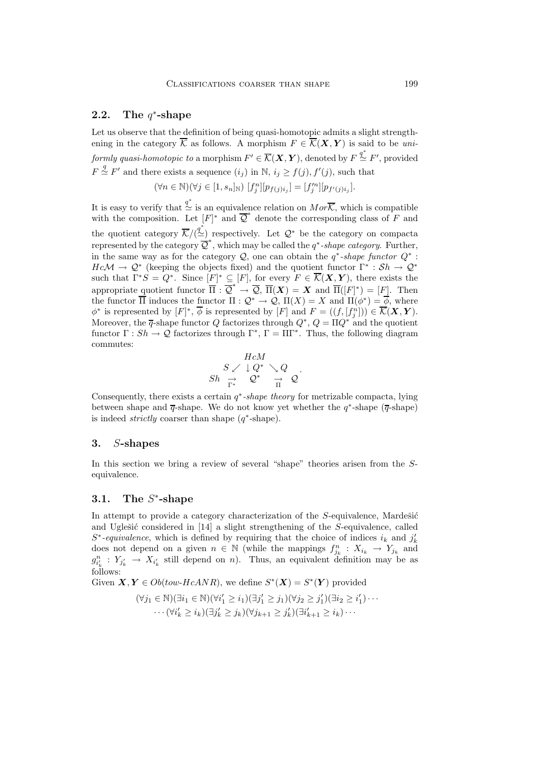## 2.2. The $q^*$-shape

Let us observe that the definition of being quasi-homotopic admits a slight strengthening in the category $\overline{\mathcal{K}}$ as follows. A morphism $F \in \overline{\mathcal{K}}(\boldsymbol{X}, \boldsymbol{Y})$ is said to be *uniformly quasi-homotopic to* a morphism $F' \in \overline{\mathcal{K}}(\boldsymbol{X}, \boldsymbol{Y})$, denoted by $F \overset{q^*}{\simeq} F'$, provided $F \overset{q}{\simeq} F'$ and there exists a sequence $(i_j)$ in $\mathbb{N}$, $i_j \geq f(j), f'(j)$, such that

$$(\forall n \in \mathbb{N})(\forall j \in [1, s_n]_{\mathbb{N}})\ [f_j^n][p_{f(j)i_j}] = [f_j'^n][p_{f'(j)i_j}].$$

It is easy to verify that $\overset{q^*}{\simeq}$ is an equivalence relation on $Mor\overline{\mathcal{K}}$, which is compatible with the composition. Let $[F]^*$ and $\overline{\mathcal{Q}}^*$ denote the corresponding class of $F$ and the quotient category $\overline{\mathcal{K}}/(\overset{q^*}{\simeq})$ respectively. Let $\mathcal{Q}^*$ be the category on compacta represented by the category $\overline{\mathcal{Q}}^*$, which may be called the *$q^*$-shape category*. Further, in the same way as for the category $\mathcal{Q}$, one can obtain the *$q^*$-shape functor* $Q^* : Hc\mathcal{M} \to \mathcal{Q}^*$ (keeping the objects fixed) and the quotient functor $\Gamma^* : \mathcal{S}h \to \mathcal{Q}^*$ such that $\Gamma^* S = Q^*$. Since $[F]^* \subseteq [F]$, for every $F \in \overline{\mathcal{K}}(\boldsymbol{X}, \boldsymbol{Y})$, there exists the appropriate quotient functor $\overline{\Pi} : \overline{\mathcal{Q}}^* \to \overline{\mathcal{Q}}$, $\overline{\Pi}(\boldsymbol{X}) = \boldsymbol{X}$ and $\overline{\Pi}([F]^*) = [F]$. Then the functor $\overline{\Pi}$ induces the functor $\Pi : \mathcal{Q}^* \to \mathcal{Q}$, $\Pi(X) = X$ and $\Pi(\phi^*) = \overline{\phi}$, where $\phi^*$ is represented by $[F]^*$, $\overline{\phi}$ is represented by $[F]$ and $F = ((f, [f_j^n])) \in \overline{\mathcal{K}}(\boldsymbol{X}, \boldsymbol{Y})$. Moreover, the $\overline{q}$-shape functor $Q$ factorizes through $Q^*$, $Q = \Pi Q^*$ and the quotient functor $\Gamma : Sh \to \mathcal{Q}$ factorizes through $\Gamma^*$, $\Gamma = \Pi\Gamma^*$. Thus, the following diagram commutes:

$$\begin{array}{ccccc} & & HcM & & \\ & S \swarrow & \downarrow Q^* & \searrow Q & \\ Sh & \underset{\Gamma^*}{\to} & \mathcal{Q}^* & \underset{\Pi}{\to} & \mathcal{Q} \end{array}.$$

Consequently, there exists a certain *$q^*$-shape theory* for metrizable compacta, lying between shape and $\overline{q}$-shape. We do not know yet whether the $q^*$-shape ($\overline{q}$-shape) is indeed *strictly* coarser than shape ($q^*$-shape).

# 3. $S$-shapes

In this section we bring a review of several "shape" theories arisen from the $S$-equivalence.

## 3.1. The $S^*$-shape

In attempt to provide a category characterization of the $S$-equivalence, Mardešić and Uglešić considered in [14] a slight strengthening of the $S$-equivalence, called *$S^*$-equivalence*, which is defined by requiring that the choice of indices $i_k$ and $j_k'$ does not depend on a given $n \in \mathbb{N}$ (while the mappings $f_{j_k}^n : X_{i_k} \to Y_{j_k}$ and $g_{i_k'}^n : Y_{j_k'} \to X_{i_k'}$ still depend on $n$). Thus, an equivalent definition may be as follows:

Given $\boldsymbol{X}, \boldsymbol{Y} \in Ob(tow\text{-}HcANR)$, we define $S^*(\boldsymbol{X}) = S^*(\boldsymbol{Y})$ provided

$$(\forall j_1 \in \mathbb{N})(\exists i_1 \in \mathbb{N})(\forall i_1' \geq i_1)(\exists j_1' \geq j_1)(\forall j_2 \geq j_1')(\exists i_2 \geq i_1') \cdots$$
$$\cdots (\forall i_k' \geq i_k)(\exists j_k' \geq j_k)(\forall j_{k+1} \geq j_k')(\exists i_{k+1}' \geq i_k) \cdots$$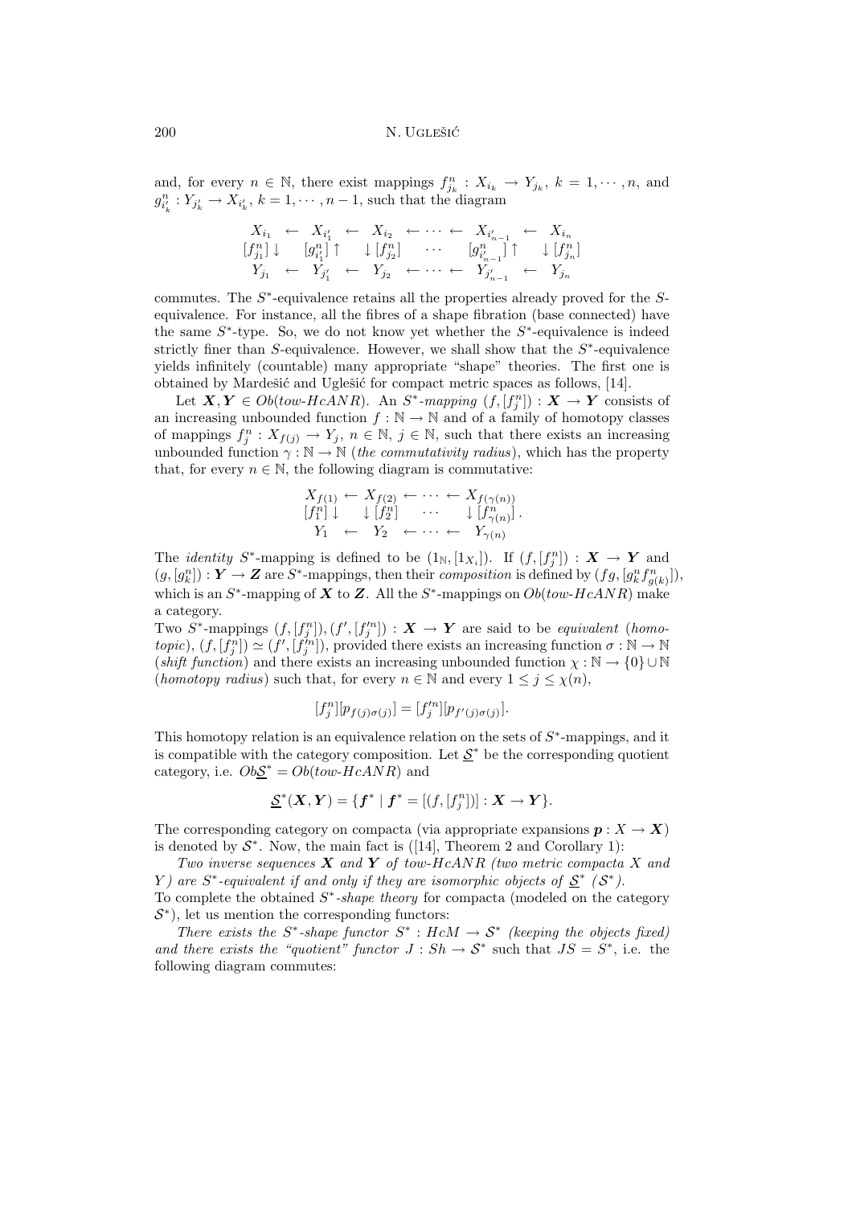and, for every $n \in \mathbb{N}$, there exist mappings $f^n_{j_k} : X_{i_k} \to Y_{j_k}$, $k = 1, \cdots, n$, and $g^n_{i'_k} : Y_{j'_k} \to X_{i'_k}$, $k = 1, \cdots, n-1$, such that the diagram

$$\begin{array}{ccccccccc} X_{i_1} & \leftarrow & X_{i'_1} & \leftarrow & X_{i_2} & \leftarrow \cdots \leftarrow & X_{i'_{n-1}} & \leftarrow & X_{i_n} \\ [f^n_{j_1}] \downarrow & & [g^n_{i'_1}] \uparrow & & \downarrow [f^n_{j_2}] & \cdots & [g^n_{i'_{n-1}}] \uparrow & & \downarrow [f^n_{j_n}] \\ Y_{j_1} & \leftarrow & Y_{j'_1} & \leftarrow & Y_{j_2} & \leftarrow \cdots \leftarrow & Y_{j'_{n-1}} & \leftarrow & Y_{j_n} \end{array}$$

commutes. The $S^*$-equivalence retains all the properties already proved for the $S$-equivalence. For instance, all the fibres of a shape fibration (base connected) have the same $S^*$-type. So, we do not know yet whether the $S^*$-equivalence is indeed strictly finer than $S$-equivalence. However, we shall show that the $S^*$-equivalence yields infinitely (countable) many appropriate "shape" theories. The first one is obtained by Mardešić and Uglešić for compact metric spaces as follows, [14].

Let $\boldsymbol{X}, \boldsymbol{Y} \in Ob(tow\text{-}HcANR)$. An *$S^*$-mapping* $(f, [f^n_j]) : \boldsymbol{X} \to \boldsymbol{Y}$ consists of an increasing unbounded function $f : \mathbb{N} \to \mathbb{N}$ and of a family of homotopy classes of mappings $f^n_j : X_{f(j)} \to Y_j$, $n \in \mathbb{N}$, $j \in \mathbb{N}$, such that there exists an increasing unbounded function $\gamma : \mathbb{N} \to \mathbb{N}$ (*the commutativity radius*), which has the property that, for every $n \in \mathbb{N}$, the following diagram is commutative:

$$\begin{array}{ccccc} X_{f(1)} & \leftarrow X_{f(2)} & \leftarrow \cdots \leftarrow & X_{f(\gamma(n))} \\ [f^n_1] \downarrow & \downarrow [f^n_2] & \cdots & \downarrow [f^n_{\gamma(n)}] \\ Y_1 & \leftarrow \quad Y_2 & \leftarrow \cdots \leftarrow & Y_{\gamma(n)} \end{array}.$$

The *identity* $S^*$-mapping is defined to be $(1_{\mathbb{N}}, [1_{X_i}])$. If $(f, [f^n_j]) : \boldsymbol{X} \to \boldsymbol{Y}$ and $(g, [g^n_k]) : \boldsymbol{Y} \to \boldsymbol{Z}$ are $S^*$-mappings, then their *composition* is defined by $(fg, [g^n_k f^n_{g(k)}])$, which is an $S^*$-mapping of $\boldsymbol{X}$ to $\boldsymbol{Z}$. All the $S^*$-mappings on $Ob(tow\text{-}HcANR)$ make a category.

Two $S^*$-mappings $(f, [f^n_j]), (f', [f'^n_j]) : \boldsymbol{X} \to \boldsymbol{Y}$ are said to be *equivalent* (*homotopic*), $(f, [f^n_j]) \simeq (f', [f'^n_j])$, provided there exists an increasing function $\sigma : \mathbb{N} \to \mathbb{N}$ (*shift function*) and there exists an increasing unbounded function $\chi : \mathbb{N} \to \{0\} \cup \mathbb{N}$ (*homotopy radius*) such that, for every $n \in \mathbb{N}$ and every $1 \leq j \leq \chi(n)$,

$$[f^n_j][p_{f(j)\sigma(j)}] = [f'^n_j][p_{f'(j)\sigma(j)}].$$

This homotopy relation is an equivalence relation on the sets of $S^*$-mappings, and it is compatible with the category composition. Let $\underline{\mathcal{S}}^*$ be the corresponding quotient category, i.e. $Ob\underline{\mathcal{S}}^* = Ob(tow\text{-}HcANR)$ and

$$\underline{\mathcal{S}}^*(\boldsymbol{X}, \boldsymbol{Y}) = \{\boldsymbol{f}^* \mid \boldsymbol{f}^* = [(f, [f^n_j])] : \boldsymbol{X} \to \boldsymbol{Y}\}.$$

The corresponding category on compacta (via appropriate expansions $\boldsymbol{p} : X \to \boldsymbol{X}$) is denoted by $\mathcal{S}^*$. Now, the main fact is ([14], Theorem 2 and Corollary 1):

*Two inverse sequences $\boldsymbol{X}$ and $\boldsymbol{Y}$ of tow-HcANR (two metric compacta $X$ and $Y$) are $S^*$-equivalent if and only if they are isomorphic objects of $\underline{\mathcal{S}}^*$ ($\mathcal{S}^*$).*

To complete the obtained *$S^*$-shape theory* for compacta (modeled on the category $\mathcal{S}^*$), let us mention the corresponding functors:

*There exists the $S^*$-shape functor $S^* : HcM \to \mathcal{S}^*$ (keeping the objects fixed) and there exists the "quotient" functor $J : Sh \to \mathcal{S}^*$ such that $JS = S^*$, i.e. the following diagram commutes:*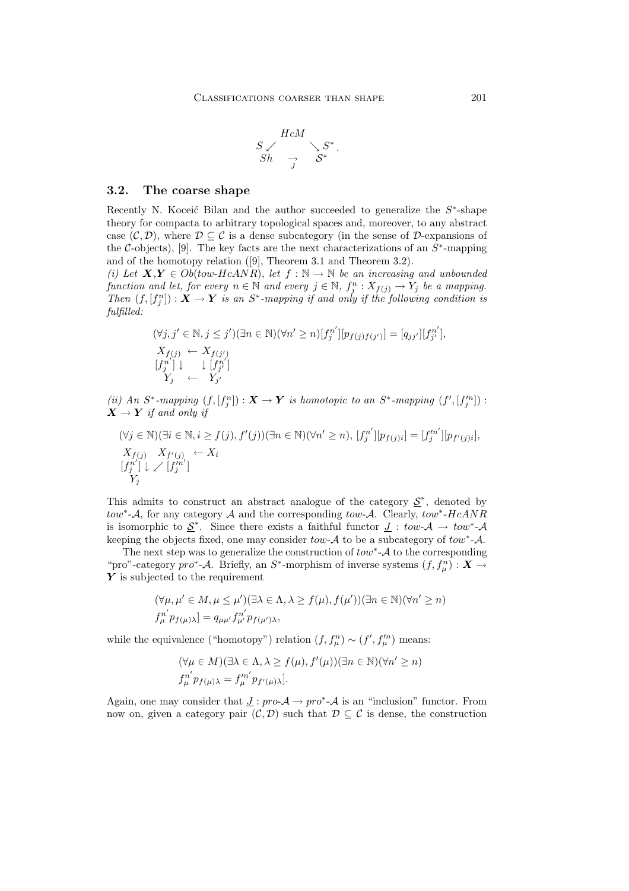$$\begin{array}{ccc} & HcM & \\ S \swarrow & & \searrow S^* \\ Sh & \underset{J}{\rightarrow} & \mathcal{S}^* \end{array}.$$

### 3.2. The coarse shape

Recently N. Koceić Bilan and the author succeeded to generalize the $S^*$-shape theory for compacta to arbitrary topological spaces and, moreover, to any abstract case $(\mathcal{C}, \mathcal{D})$, where $\mathcal{D} \subseteq \mathcal{C}$ is a dense subcategory (in the sense of $\mathcal{D}$-expansions of the $\mathcal{C}$-objects), [9]. The key facts are the next characterizations of an $S^*$-mapping and of the homotopy relation ([9], Theorem 3.1 and Theorem 3.2).

*(i) Let $\boldsymbol{X}, \boldsymbol{Y} \in Ob(tow\text{-}HcANR)$, let $f : \mathbb{N} \to \mathbb{N}$ be an increasing and unbounded function and let, for every $n \in \mathbb{N}$ and every $j \in \mathbb{N}$, $f_j^n : X_{f(j)} \to Y_j$ be a mapping. Then $(f, [f_j^n]) : \boldsymbol{X} \to \boldsymbol{Y}$ is an $S^*$-mapping if and only if the following condition is fulfilled:*

$$(\forall j, j' \in \mathbb{N}, j \leq j')(\exists n \in \mathbb{N})(\forall n' \geq n)[f_j^{n'}][p_{f(j)f(j')}] = [q_{jj'}][f_{j'}^{n'}],$$

$$\begin{array}{ccc} X_{f(j)} & \leftarrow & X_{f(j')} \\ [f_j^{n'}] \downarrow & & \downarrow [f_{j'}^{n'}] \\ Y_j & \leftarrow & Y_{j'} \end{array}$$

*(ii) An $S^*$-mapping $(f, [f_j^n]) : \boldsymbol{X} \to \boldsymbol{Y}$ is homotopic to an $S^*$-mapping $(f', [f_j'^n]) : \boldsymbol{X} \to \boldsymbol{Y}$ if and only if*

$$(\forall j \in \mathbb{N})(\exists i \in \mathbb{N}, i \geq f(j), f'(j))(\exists n \in \mathbb{N})(\forall n' \geq n),\ [f_j^{n'}][p_{f(j)i}] = [f_j'^{n'}][p_{f'(j)i}],$$

$$\begin{array}{ccc} X_{f(j)} & X_{f'(j)} & \leftarrow X_i \\ [f_j^{n'}] \downarrow & \swarrow [f_j'^{n'}] & \\ Y_j & & \end{array}$$

This admits to construct an abstract analogue of the category $\underline{\mathcal{S}}^*$, denoted by $tow^*$-$\mathcal{A}$, for any category $\mathcal{A}$ and the corresponding $tow$-$\mathcal{A}$. Clearly, $tow^*$-$HcANR$ is isomorphic to $\underline{\mathcal{S}}^*$. Since there exists a faithful functor $\underline{J} : tow\text{-}\mathcal{A} \to tow^*\text{-}\mathcal{A}$ keeping the objects fixed, one may consider $tow$-$\mathcal{A}$ to be a subcategory of $tow^*$-$\mathcal{A}$.

The next step was to generalize the construction of $tow^*$-$\mathcal{A}$ to the corresponding "pro"-category $pro^*$-$\mathcal{A}$. Briefly, an $S^*$-morphism of inverse systems $(f, f_\mu^n) : \boldsymbol{X} \to \boldsymbol{Y}$ is subjected to the requirement

$$(\forall \mu, \mu' \in M, \mu \leq \mu')(\exists \lambda \in \Lambda, \lambda \geq f(\mu), f(\mu'))(\exists n \in \mathbb{N})(\forall n' \geq n)$$
$$f_\mu^{n'} p_{f(\mu)\lambda}] = q_{\mu\mu'} f_{\mu'}^{n'} p_{f(\mu')\lambda},$$

while the equivalence ("homotopy") relation $(f, f_\mu^n) \sim (f', f_\mu'^n)$ means:

$$(\forall \mu \in M)(\exists \lambda \in \Lambda, \lambda \geq f(\mu), f'(\mu))(\exists n \in \mathbb{N})(\forall n' \geq n)$$
$$f_\mu^{n'} p_{f(\mu)\lambda} = f_\mu'^{n'} p_{f'(\mu)\lambda}].$$

Again, one may consider that $\underline{J} : pro\text{-}\mathcal{A} \to pro^*\text{-}\mathcal{A}$ is an "inclusion" functor. From now on, given a category pair $(\mathcal{C}, \mathcal{D})$ such that $\mathcal{D} \subseteq \mathcal{C}$ is dense, the construction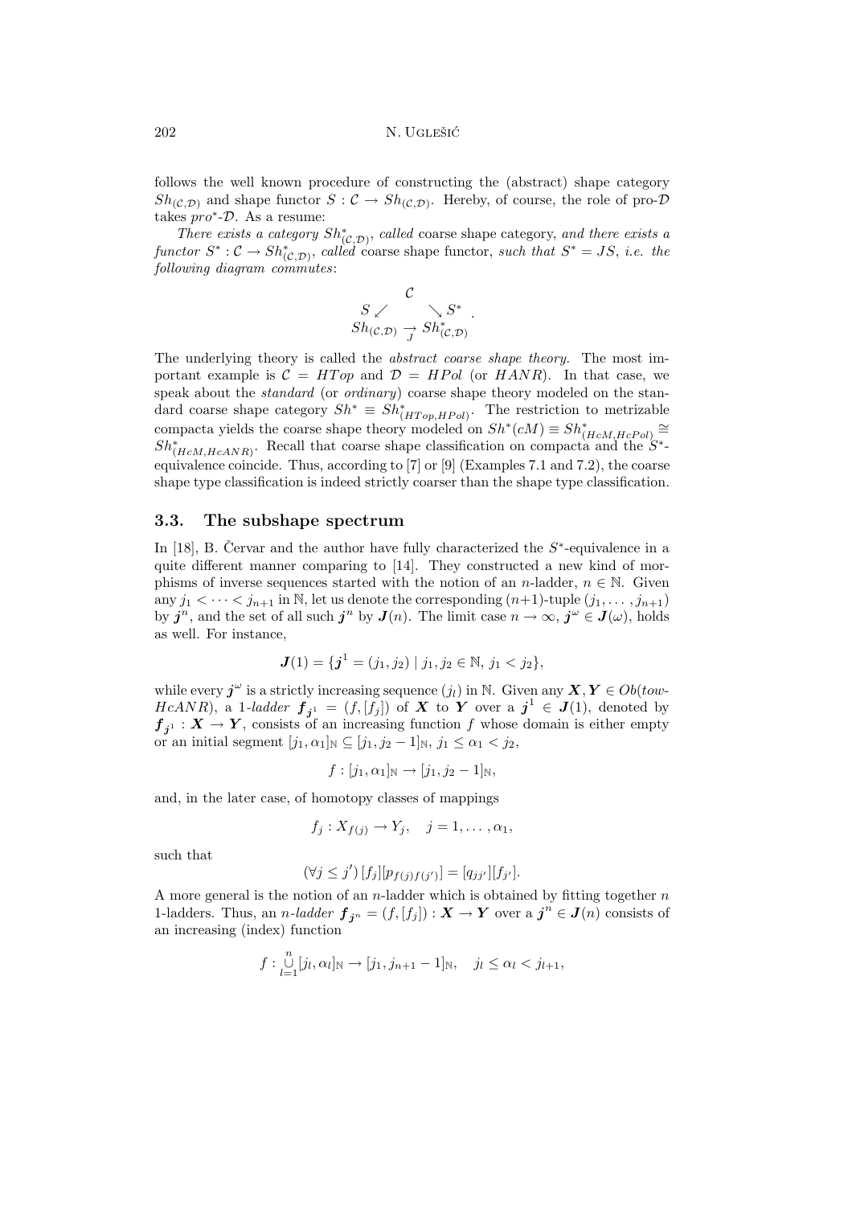follows the well known procedure of constructing the (abstract) shape category $Sh_{(\mathcal{C},\mathcal{D})}$ and shape functor $S : \mathcal{C} \to Sh_{(\mathcal{C},\mathcal{D})}$. Hereby, of course, the role of pro-$\mathcal{D}$ takes $pro^*$-$\mathcal{D}$. As a resume:

*There exists a category* $Sh^*_{(\mathcal{C},\mathcal{D})}$, *called* coarse shape category, *and there exists a functor* $S^* : \mathcal{C} \to Sh^*_{(\mathcal{C},\mathcal{D})}$, *called* coarse shape functor, *such that* $S^* = JS$, *i.e. the following diagram commutes*:

$$\begin{array}{ccc} & \mathcal{C} & \\ S \swarrow & & \searrow S^* \\ Sh_{(\mathcal{C},\mathcal{D})} & \underset{J}{\rightarrow} & Sh^*_{(\mathcal{C},\mathcal{D})} \end{array}.$$

The underlying theory is called the *abstract coarse shape theory*. The most important example is $\mathcal{C} = HTop$ and $\mathcal{D} = HPol$ (or $HANR$). In that case, we speak about the *standard* (or *ordinary*) coarse shape theory modeled on the standard coarse shape category $Sh^* \equiv Sh^*_{(HTop,HPol)}$. The restriction to metrizable compacta yields the coarse shape theory modeled on $Sh^*(cM) \equiv Sh^*_{(HcM,HcPol)} \cong Sh^*_{(HcM,HcANR)}$. Recall that coarse shape classification on compacta and the $S^*$-equivalence coincide. Thus, according to [7] or [9] (Examples 7.1 and 7.2), the coarse shape type classification is indeed strictly coarser than the shape type classification.

### 3.3. The subshape spectrum

In [18], B. Červar and the author have fully characterized the $S^*$-equivalence in a quite different manner comparing to [14]. They constructed a new kind of morphisms of inverse sequences started with the notion of an $n$-ladder, $n \in \mathbb{N}$. Given any $j_1 < \cdots < j_{n+1}$ in $\mathbb{N}$, let us denote the corresponding $(n+1)$-tuple $(j_1, \ldots, j_{n+1})$ by $\boldsymbol{j}^n$, and the set of all such $\boldsymbol{j}^n$ by $\boldsymbol{J}(n)$. The limit case $n \to \infty$, $\boldsymbol{j}^\omega \in \boldsymbol{J}(\omega)$, holds as well. For instance,

$$\boldsymbol{J}(1) = \{\boldsymbol{j}^1 = (j_1, j_2) \mid j_1, j_2 \in \mathbb{N}, \, j_1 < j_2\},$$

while every $\boldsymbol{j}^\omega$ is a strictly increasing sequence $(j_l)$ in $\mathbb{N}$. Given any $\boldsymbol{X}, \boldsymbol{Y} \in Ob(tow\text{-}HcANR)$, a 1-*ladder* $\boldsymbol{f}_{\boldsymbol{j}^1} = (f, [f_j])$ of $\boldsymbol{X}$ to $\boldsymbol{Y}$ over a $\boldsymbol{j}^1 \in \boldsymbol{J}(1)$, denoted by $\boldsymbol{f}_{\boldsymbol{j}^1} : \boldsymbol{X} \to \boldsymbol{Y}$, consists of an increasing function $f$ whose domain is either empty or an initial segment $[j_1, \alpha_1]_{\mathbb{N}} \subseteq [j_1, j_2 - 1]_{\mathbb{N}}$, $j_1 \leq \alpha_1 < j_2$,

$$f : [j_1, \alpha_1]_{\mathbb{N}} \to [j_1, j_2 - 1]_{\mathbb{N}},$$

and, in the later case, of homotopy classes of mappings

$$f_j : X_{f(j)} \to Y_j, \quad j = 1, \ldots, \alpha_1,$$

such that

$$(\forall j \leq j') \, [f_j][p_{f(j)f(j')}] = [q_{jj'}][f_{j'}].$$

A more general is the notion of an $n$-ladder which is obtained by fitting together $n$ 1-ladders. Thus, an $n$-*ladder* $\boldsymbol{f}_{\boldsymbol{j}^n} = (f, [f_j]) : \boldsymbol{X} \to \boldsymbol{Y}$ over a $\boldsymbol{j}^n \in \boldsymbol{J}(n)$ consists of an increasing (index) function

$$f : \bigcup_{l=1}^{n} [j_l, \alpha_l]_{\mathbb{N}} \to [j_1, j_{n+1} - 1]_{\mathbb{N}}, \quad j_l \leq \alpha_l < j_{l+1},$$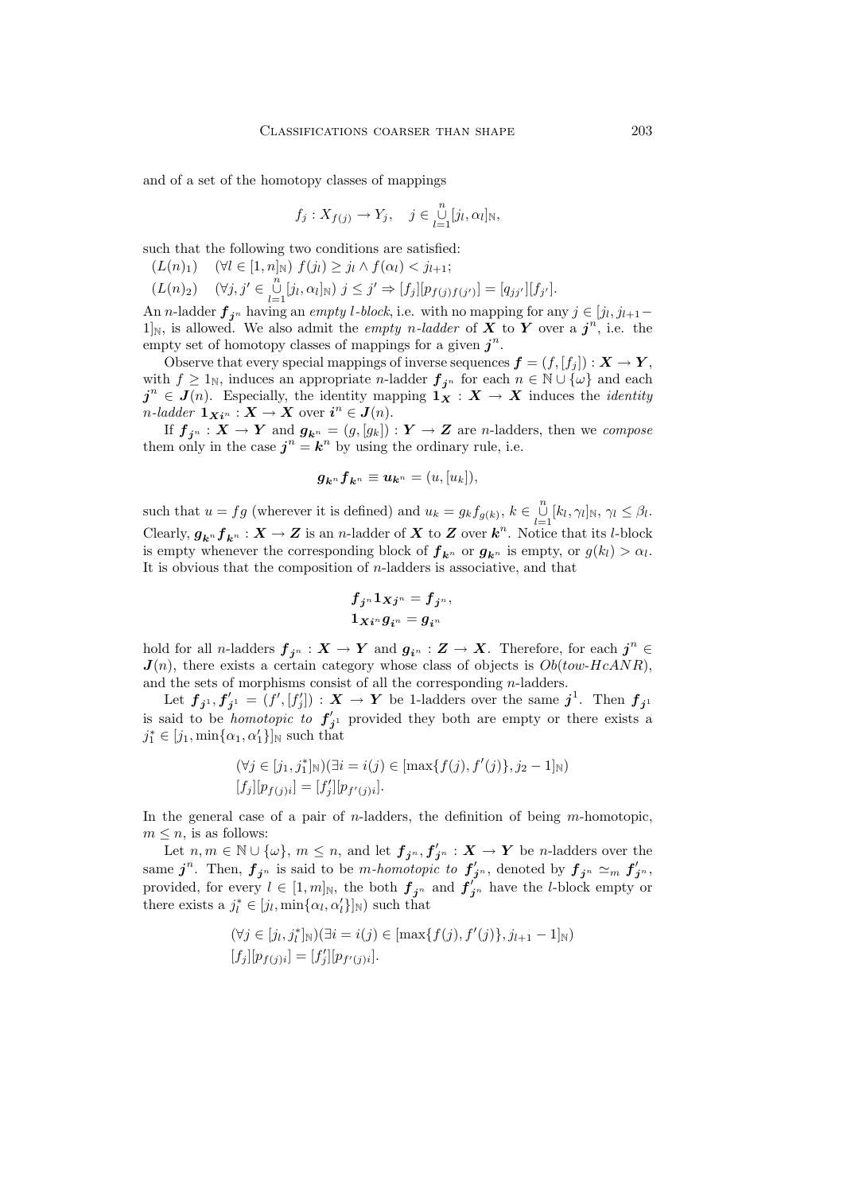and of a set of the homotopy classes of mappings

$$f_j : X_{f(j)} \to Y_j, \quad j \in \bigcup_{l=1}^{n} [j_l, \alpha_l]_{\mathbb{N}},$$

such that the following two conditions are satisfied:

$(L(n)_1)$ $\quad (\forall l \in [1,n]_{\mathbb{N}})\ f(j_l) \geq j_l \wedge f(\alpha_l) < j_{l+1}$;

$(L(n)_2)$ $\quad (\forall j, j' \in \bigcup_{l=1}^{n} [j_l, \alpha_l]_{\mathbb{N}})\ j \leq j' \Rightarrow [f_j][p_{f(j)f(j')}] = [q_{jj'}][f_{j'}]$.

An $n$-ladder $\boldsymbol{f}_{\boldsymbol{j}^n}$ having an *empty $l$-block*, i.e. with no mapping for any $j \in [j_l, j_{l+1} - 1]_{\mathbb{N}}$, is allowed. We also admit the *empty $n$-ladder* of $\boldsymbol{X}$ to $\boldsymbol{Y}$ over a $\boldsymbol{j}^n$, i.e. the empty set of homotopy classes of mappings for a given $\boldsymbol{j}^n$.

Observe that every special mappings of inverse sequences $\boldsymbol{f} = (f, [f_j]) : \boldsymbol{X} \to \boldsymbol{Y}$, with $f \geq 1_{\mathbb{N}}$, induces an appropriate $n$-ladder $\boldsymbol{f}_{\boldsymbol{j}^n}$ for each $n \in \mathbb{N} \cup \{\omega\}$ and each $\boldsymbol{j}^n \in \boldsymbol{J}(n)$. Especially, the identity mapping $\boldsymbol{1_X} : \boldsymbol{X} \to \boldsymbol{X}$ induces the *identity $n$-ladder* $\boldsymbol{1}_{\boldsymbol{X}\boldsymbol{i}^n} : \boldsymbol{X} \to \boldsymbol{X}$ over $\boldsymbol{i}^n \in \boldsymbol{J}(n)$.

If $\boldsymbol{f}_{\boldsymbol{j}^n} : \boldsymbol{X} \to \boldsymbol{Y}$ and $\boldsymbol{g}_{\boldsymbol{k}^n} = (g, [g_k]) : \boldsymbol{Y} \to \boldsymbol{Z}$ are $n$-ladders, then we *compose* them only in the case $\boldsymbol{j}^n = \boldsymbol{k}^n$ by using the ordinary rule, i.e.

$$\boldsymbol{g}_{\boldsymbol{k}^n} \boldsymbol{f}_{\boldsymbol{k}^n} \equiv \boldsymbol{u}_{\boldsymbol{k}^n} = (u, [u_k]),$$

such that $u = fg$ (wherever it is defined) and $u_k = g_k f_{g(k)}$, $k \in \bigcup_{l=1}^{n} [k_l, \gamma_l]_{\mathbb{N}}$, $\gamma_l \leq \beta_l$. Clearly, $\boldsymbol{g}_{\boldsymbol{k}^n} \boldsymbol{f}_{\boldsymbol{k}^n} : \boldsymbol{X} \to \boldsymbol{Z}$ is an $n$-ladder of $\boldsymbol{X}$ to $\boldsymbol{Z}$ over $\boldsymbol{k}^n$. Notice that its $l$-block is empty whenever the corresponding block of $\boldsymbol{f}_{\boldsymbol{k}^n}$ or $\boldsymbol{g}_{\boldsymbol{k}^n}$ is empty, or $g(k_l) > \alpha_l$. It is obvious that the composition of $n$-ladders is associative, and that

$$\boldsymbol{f}_{\boldsymbol{j}^n} \boldsymbol{1}_{\boldsymbol{X}\boldsymbol{j}^n} = \boldsymbol{f}_{\boldsymbol{j}^n},$$
$$\boldsymbol{1}_{\boldsymbol{X}\boldsymbol{i}^n} \boldsymbol{g}_{\boldsymbol{i}^n} = \boldsymbol{g}_{\boldsymbol{i}^n}$$

hold for all $n$-ladders $\boldsymbol{f}_{\boldsymbol{j}^n} : \boldsymbol{X} \to \boldsymbol{Y}$ and $\boldsymbol{g}_{\boldsymbol{i}^n} : \boldsymbol{Z} \to \boldsymbol{X}$. Therefore, for each $\boldsymbol{j}^n \in \boldsymbol{J}(n)$, there exists a certain category whose class of objects is $Ob(tow\text{-}HcANR)$, and the sets of morphisms consist of all the corresponding $n$-ladders.

Let $\boldsymbol{f}_{\boldsymbol{j}^1}, \boldsymbol{f}'_{\boldsymbol{j}^1} = (f', [f'_j]) : \boldsymbol{X} \to \boldsymbol{Y}$ be 1-ladders over the same $\boldsymbol{j}^1$. Then $\boldsymbol{f}_{\boldsymbol{j}^1}$ is said to be *homotopic to* $\boldsymbol{f}'_{\boldsymbol{j}^1}$ provided they both are empty or there exists a $j_1^* \in [j_1, \min\{\alpha_1, \alpha'_1\}]_{\mathbb{N}}$ such that

$$(\forall j \in [j_1, j_1^*]_{\mathbb{N}})(\exists i = i(j) \in [\max\{f(j), f'(j)\}, j_2 - 1]_{\mathbb{N}})$$
$$[f_j][p_{f(j)i}] = [f'_j][p_{f'(j)i}].$$

In the general case of a pair of $n$-ladders, the definition of being $m$-homotopic, $m \leq n$, is as follows:

Let $n, m \in \mathbb{N} \cup \{\omega\}$, $m \leq n$, and let $\boldsymbol{f}_{\boldsymbol{j}^n}, \boldsymbol{f}'_{\boldsymbol{j}^n} : \boldsymbol{X} \to \boldsymbol{Y}$ be $n$-ladders over the same $\boldsymbol{j}^n$. Then, $\boldsymbol{f}_{\boldsymbol{j}^n}$ is said to be *$m$-homotopic to* $\boldsymbol{f}'_{\boldsymbol{j}^n}$, denoted by $\boldsymbol{f}_{\boldsymbol{j}^n} \simeq_m \boldsymbol{f}'_{\boldsymbol{j}^n}$, provided, for every $l \in [1, m]_{\mathbb{N}}$, the both $\boldsymbol{f}_{\boldsymbol{j}^n}$ and $\boldsymbol{f}'_{\boldsymbol{j}^n}$ have the $l$-block empty or there exists a $j_l^* \in [j_l, \min\{\alpha_l, \alpha'_l\}]_{\mathbb{N}})$ such that

$$(\forall j \in [j_l, j_l^*]_{\mathbb{N}})(\exists i = i(j) \in [\max\{f(j), f'(j)\}, j_{l+1} - 1]_{\mathbb{N}})$$
$$[f_j][p_{f(j)i}] = [f'_j][p_{f'(j)i}].$$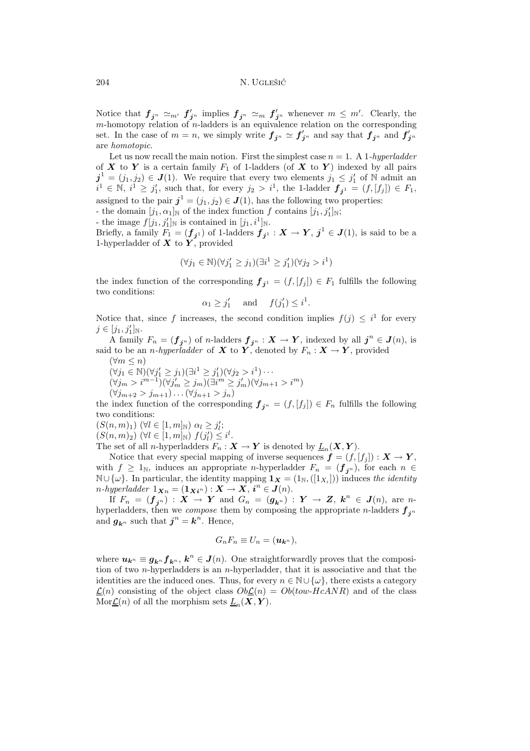Notice that $\boldsymbol{f}_{\boldsymbol{j}^n} \simeq_{m'} \boldsymbol{f}'_{\boldsymbol{j}^n}$ implies $\boldsymbol{f}_{\boldsymbol{j}^n} \simeq_m \boldsymbol{f}'_{\boldsymbol{j}^n}$ whenever $m \leq m'$. Clearly, the $m$-homotopy relation of $n$-ladders is an equivalence relation on the corresponding set. In the case of $m = n$, we simply write $\boldsymbol{f}_{\boldsymbol{j}^n} \simeq \boldsymbol{f}'_{\boldsymbol{j}^n}$ and say that $\boldsymbol{f}_{\boldsymbol{j}^n}$ and $\boldsymbol{f}'_{\boldsymbol{j}^n}$ are *homotopic*.

Let us now recall the main notion. First the simplest case $n = 1$. A 1-*hyperladder* of $\boldsymbol{X}$ to $\boldsymbol{Y}$ is a certain family $F_1$ of 1-ladders (of $\boldsymbol{X}$ to $\boldsymbol{Y}$) indexed by all pairs $\boldsymbol{j}^1 = (j_1, j_2) \in \boldsymbol{J}(1)$. We require that every two elements $j_1 \leq j'_1$ of $\mathbb{N}$ admit an $i^1 \in \mathbb{N}$, $i^1 \geq j'_1$, such that, for every $j_2 > i^1$, the 1-ladder $\boldsymbol{f}_{\boldsymbol{j}^1} = (f, [f_j]) \in F_1$, assigned to the pair $\boldsymbol{j}^1 = (j_1, j_2) \in \boldsymbol{J}(1)$, has the following two properties:
- the domain $[j_1, \alpha_1]_{\mathbb{N}}$ of the index function $f$ contains $[j_1, j'_1]_{\mathbb{N}}$;
- the image $f[j_1, j'_1]_{\mathbb{N}}$ is contained in $[j_1, i^1]_{\mathbb{N}}$.
Briefly, a family $F_1 = (\boldsymbol{f}_{\boldsymbol{j}^1})$ of 1-ladders $\boldsymbol{f}_{\boldsymbol{j}^1} : \boldsymbol{X} \to \boldsymbol{Y}$, $\boldsymbol{j}^1 \in \boldsymbol{J}(1)$, is said to be a 1-hyperladder of $\boldsymbol{X}$ to $\boldsymbol{Y}$, provided

$$(\forall j_1 \in \mathbb{N})(\forall j'_1 \geq j_1)(\exists i^1 \geq j'_1)(\forall j_2 > i^1)$$

the index function of the corresponding $\boldsymbol{f}_{\boldsymbol{j}^1} = (f, [f_j]) \in F_1$ fulfills the following two conditions:

$$\alpha_1 \geq j'_1 \quad \text{and} \quad f(j'_1) \leq i^1.$$

Notice that, since $f$ increases, the second condition implies $f(j) \leq i^1$ for every $j \in [j_1, j'_1]_{\mathbb{N}}$.

A family $F_n = (\boldsymbol{f}_{\boldsymbol{j}^n})$ of $n$-ladders $\boldsymbol{f}_{\boldsymbol{j}^n} : \boldsymbol{X} \to \boldsymbol{Y}$, indexed by all $\boldsymbol{j}^n \in \boldsymbol{J}(n)$, is said to be an *n-hyperladder* of $\boldsymbol{X}$ to $\boldsymbol{Y}$, denoted by $F_n : \boldsymbol{X} \to \boldsymbol{Y}$, provided
$(\forall m \leq n)$
$(\forall j_1 \in \mathbb{N})(\forall j'_1 \geq j_1)(\exists i^1 \geq j'_1)(\forall j_2 > i^1) \cdots$
$(\forall j_m > i^{m-1})(\forall j'_m \geq j_m)(\exists i^m \geq j'_m)(\forall j_{m+1} > i^m)$
$(\forall j_{m+2} > j_{m+1}) \ldots (\forall j_{n+1} > j_n)$
the index function of the corresponding $\boldsymbol{f}_{\boldsymbol{j}^n} = (f, [f_j]) \in F_n$ fulfills the following two conditions:
$(S(n,m)_1)$ $(\forall l \in [1,m]_{\mathbb{N}})$ $\alpha_l \geq j'_l$;
$(S(n,m)_2)$ $(\forall l \in [1,m]_{\mathbb{N}})$ $f(j'_l) \leq i^l$.
The set of all $n$-hyperladders $F_n : \boldsymbol{X} \to \boldsymbol{Y}$ is denoted by $\underline{L}_n(\boldsymbol{X}, \boldsymbol{Y})$.

Notice that every special mapping of inverse sequences $\boldsymbol{f} = (f, [f_j]) : \boldsymbol{X} \to \boldsymbol{Y}$, with $f \geq 1_{\mathbb{N}}$, induces an appropriate $n$-hyperladder $F_n = (\boldsymbol{f}_{\boldsymbol{j}^n})$, for each $n \in \mathbb{N} \cup \{\omega\}$. In particular, the identity mapping $\boldsymbol{1}_{\boldsymbol{X}} = (1_{\mathbb{N}}, ([1_{X_i}]))$ induces *the identity n-hyperladder* $1_{\boldsymbol{X}n} = (\boldsymbol{1}_{\boldsymbol{X}\boldsymbol{i}^n}) : \boldsymbol{X} \to \boldsymbol{X}$, $\boldsymbol{i}^n \in \boldsymbol{J}(n)$.

If $F_n = (\boldsymbol{f}_{\boldsymbol{j}^n}) : \boldsymbol{X} \to \boldsymbol{Y}$ and $G_n = (\boldsymbol{g}_{\boldsymbol{k}^n}) : \boldsymbol{Y} \to \boldsymbol{Z}$, $\boldsymbol{k}^n \in \boldsymbol{J}(n)$, are $n$-hyperladders, then we *compose* them by composing the appropriate $n$-ladders $\boldsymbol{f}_{\boldsymbol{j}^n}$ and $\boldsymbol{g}_{\boldsymbol{k}^n}$ such that $\boldsymbol{j}^n = \boldsymbol{k}^n$. Hence,

$$G_n F_n \equiv U_n = (\boldsymbol{u}_{\boldsymbol{k}^n}),$$

where $\boldsymbol{u}_{\boldsymbol{k}^n} \equiv \boldsymbol{g}_{\boldsymbol{k}^n} \boldsymbol{f}_{\boldsymbol{k}^n}$, $\boldsymbol{k}^n \in \boldsymbol{J}(n)$. One straightforwardly proves that the composition of two $n$-hyperladders is an $n$-hyperladder, that it is associative and that the identities are the induced ones. Thus, for every $n \in \mathbb{N} \cup \{\omega\}$, there exists a category $\underline{\mathcal{L}}(n)$ consisting of the object class $Ob\underline{\mathcal{L}}(n) = Ob(tow\text{-}HcANR)$ and of the class $\mathrm{Mor}\underline{\mathcal{L}}(n)$ of all the morphism sets $\underline{L}_n(\boldsymbol{X}, \boldsymbol{Y})$.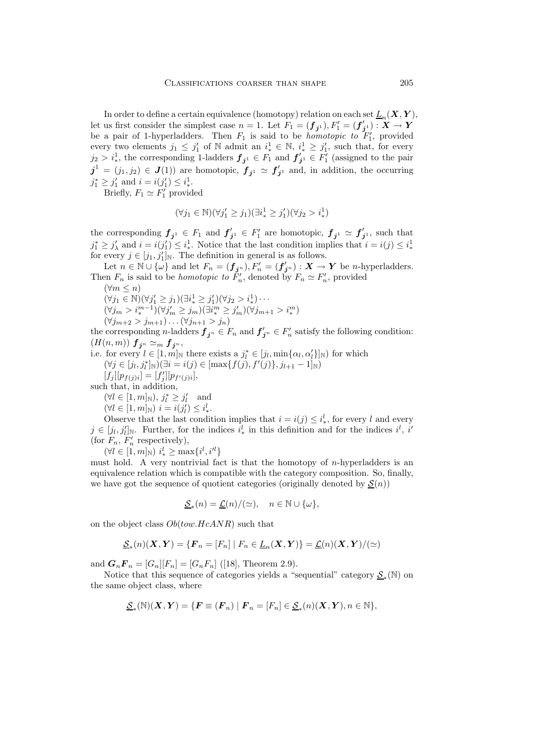In order to define a certain equivalence (homotopy) relation on each set $\underline{L}_n(\boldsymbol{X}, \boldsymbol{Y})$, let us first consider the simplest case $n = 1$. Let $F_1 = (\boldsymbol{f}_{\boldsymbol{j}^1}), F_1' = (\boldsymbol{f}'_{\boldsymbol{j}^1}) : \boldsymbol{X} \to \boldsymbol{Y}$ be a pair of 1-hyperladders. Then $F_1$ is said to be *homotopic to* $F_1'$, provided every two elements $j_1 \leq j_1'$ of $\mathbb{N}$ admit an $i_*^1 \in \mathbb{N}$, $i_*^1 \geq j_1'$, such that, for every $j_2 > i_*^1$, the corresponding 1-ladders $\boldsymbol{f}_{\boldsymbol{j}^1} \in F_1$ and $\boldsymbol{f}'_{\boldsymbol{j}^1} \in F_1'$ (assigned to the pair $\boldsymbol{j}^1 = (j_1, j_2) \in \boldsymbol{J}(1)$) are homotopic, $\boldsymbol{f}_{\boldsymbol{j}^1} \simeq \boldsymbol{f}'_{\boldsymbol{j}^1}$ and, in addition, the occurring $j_1^* \geq j_1'$ and $i = i(j_1') \leq i_*^1$.

Briefly, $F_1 \simeq F_1'$ provided

$$(\forall j_1 \in \mathbb{N})(\forall j_1' \geq j_1)(\exists i_*^1 \geq j_1')(\forall j_2 > i_*^1)$$

the corresponding $\boldsymbol{f}_{\boldsymbol{j}^1} \in F_1$ and $\boldsymbol{f}'_{\boldsymbol{j}^1} \in F_1'$ are homotopic, $\boldsymbol{f}_{\boldsymbol{j}^1} \simeq \boldsymbol{f}'_{\boldsymbol{j}^1}$, such that $j_1^* \geq j_\lambda'$ and $i = i(j_1') \leq i_*^1$. Notice that the last condition implies that $i = i(j) \leq i_*^1$ for every $j \in [j_1, j_1']_{\mathbb{N}}$. The definition in general is as follows.

Let $n \in \mathbb{N} \cup \{\omega\}$ and let $F_n = (\boldsymbol{f}_{\boldsymbol{j}^n}), F_n' = (\boldsymbol{f}'_{\boldsymbol{j}^n}) : \boldsymbol{X} \to \boldsymbol{Y}$ be $n$-hyperladders. Then $F_n$ is said to be *homotopic to* $F_n'$, denoted by $F_n \simeq F_n'$, provided

$(\forall m \leq n)$

$(\forall j_1 \in \mathbb{N})(\forall j_1' \geq j_1)(\exists i_*^1 \geq j_1')(\forall j_2 > i_*^1) \cdots$

$(\forall j_m > i_*^{m-1})(\forall j_m' \geq j_m)(\exists i_*^m \geq j_m')(\forall j_{m+1} > i_*^m)$

$(\forall j_{m+2} > j_{m+1}) \ldots (\forall j_{n+1} > j_n)$

the corresponding $n$-ladders $\boldsymbol{f}_{\boldsymbol{j}^n} \in F_n$ and $\boldsymbol{f}'_{\boldsymbol{j}^n} \in F_n'$ satisfy the following condition:

$(H(n,m))$ $\boldsymbol{f}_{\boldsymbol{j}^n} \simeq_m \boldsymbol{f}_{\boldsymbol{j}^n}$,

i.e. for every $l \in [1, m]_{\mathbb{N}}$ there exists a $j_l^* \in [j_l, \min\{\alpha_l, \alpha_l'\}]_{\mathbb{N}})$ for which

$(\forall j \in [j_l, j_l^*]_{\mathbb{N}})(\exists i = i(j) \in [\max\{f(j), f'(j)\}, j_{l+1} - 1]_{\mathbb{N}})$

$[f_j][p_{f(j)i}] = [f_j'][p_{f'(j)i}]$,

such that, in addition,

$(\forall l \in [1, m]_{\mathbb{N}})$, $j_l^* \geq j_l'$ and

$(\forall l \in [1, m]_{\mathbb{N}})$ $i = i(j_l') \leq i_*^l$.

Observe that the last condition implies that $i = i(j) \leq i_*^l$, for every $l$ and every $j \in [j_l, j_l']_{\mathbb{N}}$. Further, for the indices $i_*^l$ in this definition and for the indices $i^l$, $i'$ (for $F_n$, $F_n'$ respectively),

$(\forall l \in [1, m]_{\mathbb{N}})$ $i_*^l \geq \max\{i^l, i'^l\}$

must hold. A very nontrivial fact is that the homotopy of $n$-hyperladders is an equivalence relation which is compatible with the category composition. So, finally, we have got the sequence of quotient categories (originally denoted by $\underline{\mathcal{S}}(n)$)

$$\underline{\mathcal{S}}_*(n) = \underline{\mathcal{L}}(n)/(\simeq), \quad n \in \mathbb{N} \cup \{\omega\},$$

on the object class $Ob(tow.HcANR)$ such that

$$\underline{\mathcal{S}}_*(n)(\boldsymbol{X}, \boldsymbol{Y}) = \{\boldsymbol{F}_n = [F_n] \mid F_n \in \underline{L}_n(\boldsymbol{X}, \boldsymbol{Y})\} = \underline{\mathcal{L}}(n)(\boldsymbol{X}, \boldsymbol{Y})/(\simeq)$$

and $\boldsymbol{G}_n \boldsymbol{F}_n = [G_n][F_n] = [G_n F_n]$ ([18], Theorem 2.9).

Notice that this sequence of categories yields a "sequential" category $\underline{\mathcal{S}}_*(\mathbb{N})$ on the same object class, where

$$\underline{\mathcal{S}}_*(\mathbb{N})(\boldsymbol{X}, \boldsymbol{Y}) = \{\boldsymbol{F} \equiv (\boldsymbol{F}_n) \mid \boldsymbol{F}_n = [F_n] \in \underline{\mathcal{S}}_*(n)(\boldsymbol{X}, \boldsymbol{Y}), n \in \mathbb{N}\},$$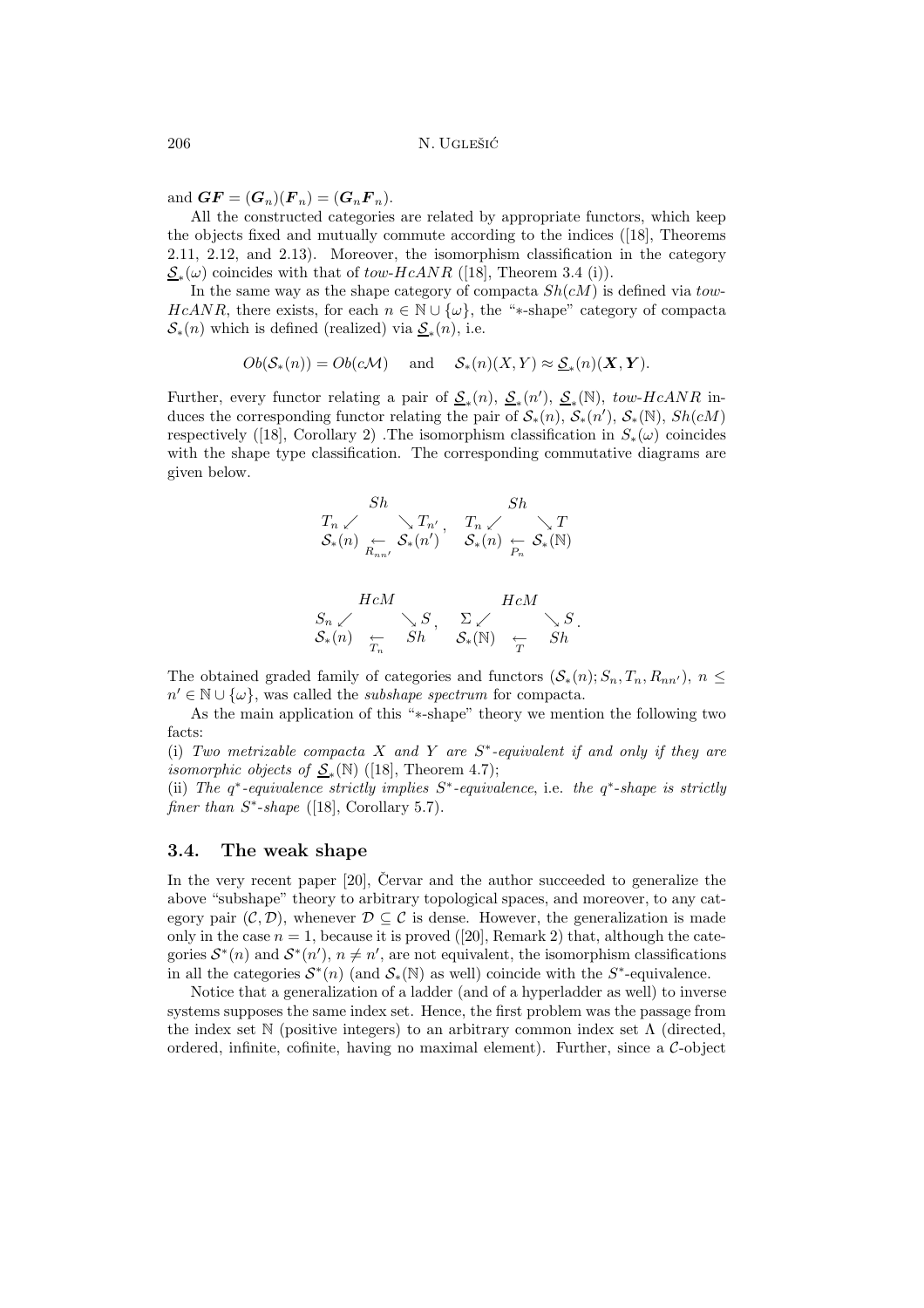and $\boldsymbol{GF} = (\boldsymbol{G}_n)(\boldsymbol{F}_n) = (\boldsymbol{G}_n \boldsymbol{F}_n)$.

All the constructed categories are related by appropriate functors, which keep the objects fixed and mutually commute according to the indices ([18], Theorems 2.11, 2.12, and 2.13). Moreover, the isomorphism classification in the category $\underline{\mathcal{S}}_*(\omega)$ coincides with that of *tow-HcANR* ([18], Theorem 3.4 (i)).

In the same way as the shape category of compacta $Sh(cM)$ is defined via *tow-HcANR*, there exists, for each $n \in \mathbb{N} \cup \{\omega\}$, the "$*$-shape" category of compacta $\mathcal{S}_*(n)$ which is defined (realized) via $\underline{\mathcal{S}}_*(n)$, i.e.

$$Ob(\mathcal{S}_*(n)) = Ob(c\mathcal{M}) \quad \text{and} \quad \mathcal{S}_*(n)(X,Y) \approx \underline{\mathcal{S}}_*(n)(\boldsymbol{X},\boldsymbol{Y}).$$

Further, every functor relating a pair of $\underline{\mathcal{S}}_*(n)$, $\underline{\mathcal{S}}_*(n')$, $\underline{\mathcal{S}}_*(\mathbb{N})$, *tow-HcANR* induces the corresponding functor relating the pair of $\mathcal{S}_*(n)$, $\mathcal{S}_*(n')$, $\mathcal{S}_*(\mathbb{N})$, $Sh(cM)$ respectively ([18], Corollary 2) .The isomorphism classification in $S_*(\omega)$ coincides with the shape type classification. The corresponding commutative diagrams are given below.

$$\begin{array}{ccc} & Sh & \\ T_n \swarrow & & \searrow T_{n'} \\ \mathcal{S}_*(n) & \underset{R_{nn'}}{\leftarrow} & \mathcal{S}_*(n') \end{array}, \quad \begin{array}{ccc} & Sh & \\ T_n \swarrow & & \searrow T \\ \mathcal{S}_*(n) & \underset{P_n}{\leftarrow} & \mathcal{S}_*(\mathbb{N}) \end{array}$$

$$\begin{array}{ccc} & HcM & \\ S_n \swarrow & & \searrow S \\ \mathcal{S}_*(n) & \underset{T_n}{\leftarrow} & Sh \end{array}, \quad \begin{array}{ccc} & HcM & \\ \Sigma \swarrow & & \searrow S \\ \mathcal{S}_*(\mathbb{N}) & \underset{T}{\leftarrow} & Sh \end{array}.$$

The obtained graded family of categories and functors $(\mathcal{S}_*(n); S_n, T_n, R_{nn'})$, $n \leq n' \in \mathbb{N} \cup \{\omega\}$, was called the *subshape spectrum* for compacta.

As the main application of this "$*$-shape" theory we mention the following two facts:

(i) *Two metrizable compacta $X$ and $Y$ are $S^*$-equivalent if and only if they are isomorphic objects of $\underline{\mathcal{S}}_*(\mathbb{N})$* ([18], Theorem 4.7);

(ii) *The $q^*$-equivalence strictly implies $S^*$-equivalence*, i.e. *the $q^*$-shape is strictly finer than $S^*$-shape* ([18], Corollary 5.7).

### 3.4. The weak shape

In the very recent paper [20], Červar and the author succeeded to generalize the above "subshape" theory to arbitrary topological spaces, and moreover, to any category pair $(\mathcal{C}, \mathcal{D})$, whenever $\mathcal{D} \subseteq \mathcal{C}$ is dense. However, the generalization is made only in the case $n = 1$, because it is proved ([20], Remark 2) that, although the categories $\mathcal{S}^*(n)$ and $\mathcal{S}^*(n')$, $n \neq n'$, are not equivalent, the isomorphism classifications in all the categories $\mathcal{S}^*(n)$ (and $\mathcal{S}_*(\mathbb{N})$ as well) coincide with the $S^*$-equivalence.

Notice that a generalization of a ladder (and of a hyperladder as well) to inverse systems supposes the same index set. Hence, the first problem was the passage from the index set $\mathbb{N}$ (positive integers) to an arbitrary common index set $\Lambda$ (directed, ordered, infinite, cofinite, having no maximal element). Further, since a $\mathcal{C}$-object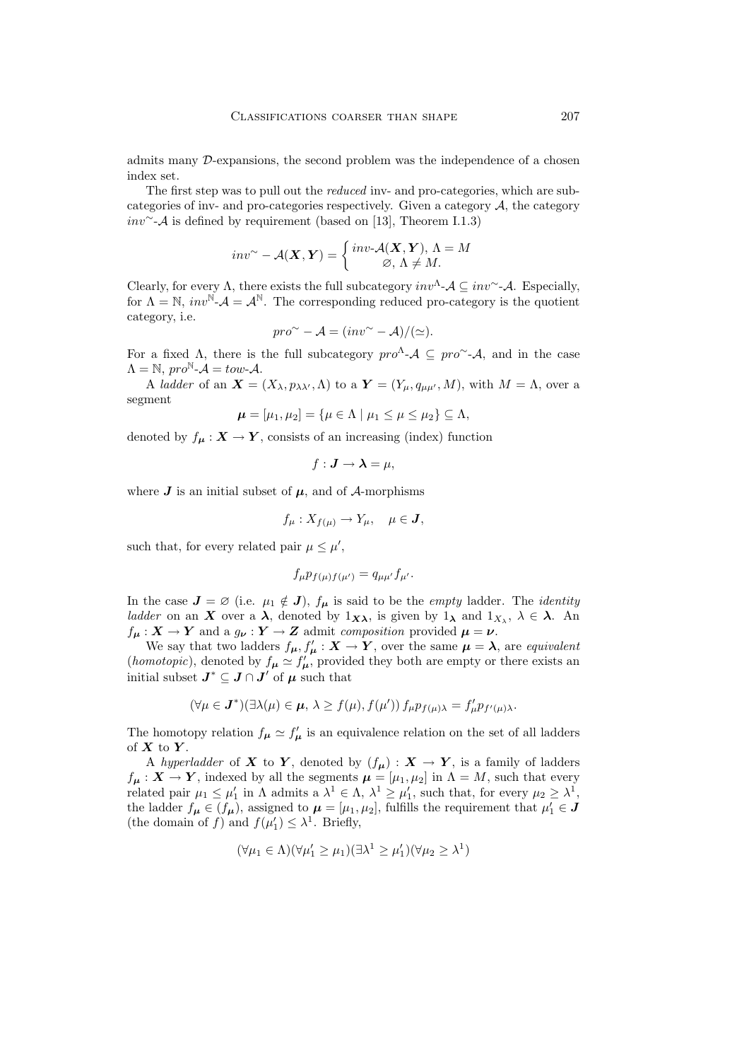admits many $\mathcal{D}$-expansions, the second problem was the independence of a chosen index set.

The first step was to pull out the *reduced* inv- and pro-categories, which are subcategories of inv- and pro-categories respectively. Given a category $\mathcal{A}$, the category $inv^{\sim}$-$\mathcal{A}$ is defined by requirement (based on [13], Theorem I.1.3)

$$inv^{\sim} - \mathcal{A}(\boldsymbol{X}, \boldsymbol{Y}) = \begin{cases} inv\text{-}\mathcal{A}(\boldsymbol{X}, \boldsymbol{Y}), \; \Lambda = M \\ \varnothing, \; \Lambda \neq M. \end{cases}$$

Clearly, for every $\Lambda$, there exists the full subcategory $inv^{\Lambda}$-$\mathcal{A} \subseteq inv^{\sim}$-$\mathcal{A}$. Especially, for $\Lambda = \mathbb{N}$, $inv^{\mathbb{N}}$-$\mathcal{A} = \mathcal{A}^{\mathbb{N}}$. The corresponding reduced pro-category is the quotient category, i.e.

$$pro^{\sim} - \mathcal{A} = (inv^{\sim} - \mathcal{A})/(\simeq).$$

For a fixed $\Lambda$, there is the full subcategory $pro^{\Lambda}$-$\mathcal{A} \subseteq pro^{\sim}$-$\mathcal{A}$, and in the case $\Lambda = \mathbb{N}$, $pro^{\mathbb{N}}$-$\mathcal{A} = tow$-$\mathcal{A}$.

A *ladder* of an $\boldsymbol{X} = (X_\lambda, p_{\lambda\lambda'}, \Lambda)$ to a $\boldsymbol{Y} = (Y_\mu, q_{\mu\mu'}, M)$, with $M = \Lambda$, over a segment

$$\boldsymbol{\mu} = [\mu_1, \mu_2] = \{\mu \in \Lambda \mid \mu_1 \leq \mu \leq \mu_2\} \subseteq \Lambda,$$

denoted by $f_{\boldsymbol{\mu}} : \boldsymbol{X} \to \boldsymbol{Y}$, consists of an increasing (index) function

$$f : \boldsymbol{J} \to \boldsymbol{\lambda} = \mu,$$

where $\boldsymbol{J}$ is an initial subset of $\boldsymbol{\mu}$, and of $\mathcal{A}$-morphisms

$$f_\mu : X_{f(\mu)} \to Y_\mu, \quad \mu \in \boldsymbol{J},$$

such that, for every related pair $\mu \leq \mu'$,

$$f_\mu p_{f(\mu) f(\mu')} = q_{\mu\mu'} f_{\mu'}.$$

In the case $\boldsymbol{J} = \varnothing$ (i.e. $\mu_1 \notin \boldsymbol{J}$), $f_{\boldsymbol{\mu}}$ is said to be the *empty* ladder. The *identity ladder* on an $\boldsymbol{X}$ over a $\boldsymbol{\lambda}$, denoted by $1_{\boldsymbol{X}\boldsymbol{\lambda}}$, is given by $1_{\boldsymbol{\lambda}}$ and $1_{X_\lambda}$, $\lambda \in \boldsymbol{\lambda}$. An $f_{\boldsymbol{\mu}} : \boldsymbol{X} \to \boldsymbol{Y}$ and a $g_{\boldsymbol{\nu}} : \boldsymbol{Y} \to \boldsymbol{Z}$ admit *composition* provided $\boldsymbol{\mu} = \boldsymbol{\nu}$.

We say that two ladders $f_{\boldsymbol{\mu}}, f'_{\boldsymbol{\mu}} : \boldsymbol{X} \to \boldsymbol{Y}$, over the same $\boldsymbol{\mu} = \boldsymbol{\lambda}$, are *equivalent* (*homotopic*), denoted by $f_{\boldsymbol{\mu}} \simeq f'_{\boldsymbol{\mu}}$, provided they both are empty or there exists an initial subset $\boldsymbol{J}^* \subseteq \boldsymbol{J} \cap \boldsymbol{J}'$ of $\boldsymbol{\mu}$ such that

$$(\forall \mu \in \boldsymbol{J}^*)(\exists \lambda(\mu) \in \boldsymbol{\mu}, \, \lambda \geq f(\mu), f(\mu')) \, f_\mu p_{f(\mu)\lambda} = f'_\mu p_{f'(\mu)\lambda}.$$

The homotopy relation $f_{\boldsymbol{\mu}} \simeq f'_{\boldsymbol{\mu}}$ is an equivalence relation on the set of all ladders of $\boldsymbol{X}$ to $\boldsymbol{Y}$.

A *hyperladder* of $\boldsymbol{X}$ to $\boldsymbol{Y}$, denoted by $(f_{\boldsymbol{\mu}}) : \boldsymbol{X} \to \boldsymbol{Y}$, is a family of ladders $f_{\boldsymbol{\mu}} : \boldsymbol{X} \to \boldsymbol{Y}$, indexed by all the segments $\boldsymbol{\mu} = [\mu_1, \mu_2]$ in $\Lambda = M$, such that every related pair $\mu_1 \leq \mu_1'$ in $\Lambda$ admits a $\lambda^1 \in \Lambda$, $\lambda^1 \geq \mu_1'$, such that, for every $\mu_2 \geq \lambda^1$, the ladder $f_{\boldsymbol{\mu}} \in (f_{\boldsymbol{\mu}})$, assigned to $\boldsymbol{\mu} = [\mu_1, \mu_2]$, fulfills the requirement that $\mu_1' \in \boldsymbol{J}$ (the domain of $f$) and $f(\mu_1') \leq \lambda^1$. Briefly,

$$(\forall \mu_1 \in \Lambda)(\forall \mu_1' \geq \mu_1)(\exists \lambda^1 \geq \mu_1')(\forall \mu_2 \geq \lambda^1)$$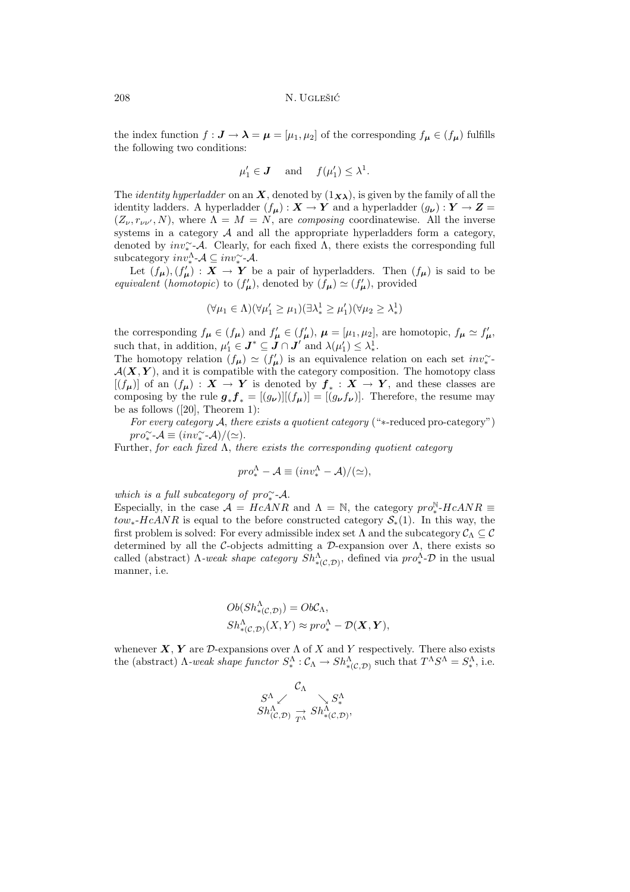the index function $f : \boldsymbol{J} \to \boldsymbol{\lambda} = \boldsymbol{\mu} = [\mu_1, \mu_2]$ of the corresponding $f_{\boldsymbol{\mu}} \in (f_{\boldsymbol{\mu}})$ fulfills the following two conditions:

$$\mu_1' \in \boldsymbol{J} \quad \text{and} \quad f(\mu_1') \leq \lambda^1.$$

The *identity hyperladder* on an $\boldsymbol{X}$, denoted by $(1_{\boldsymbol{X\lambda}})$, is given by the family of all the identity ladders. A hyperladder $(f_{\boldsymbol{\mu}}) : \boldsymbol{X} \to \boldsymbol{Y}$ and a hyperladder $(g_{\boldsymbol{\nu}}) : \boldsymbol{Y} \to \boldsymbol{Z} = (Z_\nu, r_{\nu\nu'}, N)$, where $\Lambda = M = N$, are *composing* coordinatewise. All the inverse systems in a category $\mathcal{A}$ and all the appropriate hyperladders form a category, denoted by $inv_*^{\sim}$-$\mathcal{A}$. Clearly, for each fixed $\Lambda$, there exists the corresponding full subcategory $inv_*^{\Lambda}$-$\mathcal{A} \subseteq inv_*^{\sim}$-$\mathcal{A}$.

Let $(f_{\boldsymbol{\mu}}), (f_{\boldsymbol{\mu}}') : \boldsymbol{X} \to \boldsymbol{Y}$ be a pair of hyperladders. Then $(f_{\boldsymbol{\mu}})$ is said to be *equivalent* (*homotopic*) to $(f_{\boldsymbol{\mu}}')$, denoted by $(f_{\boldsymbol{\mu}}) \simeq (f_{\boldsymbol{\mu}}')$, provided

$$(\forall \mu_1 \in \Lambda)(\forall \mu_1' \geq \mu_1)(\exists \lambda_*^1 \geq \mu_1')(\forall \mu_2 \geq \lambda_*^1)$$

the corresponding $f_{\boldsymbol{\mu}} \in (f_{\boldsymbol{\mu}})$ and $f_{\boldsymbol{\mu}}' \in (f_{\boldsymbol{\mu}}')$, $\boldsymbol{\mu} = [\mu_1, \mu_2]$, are homotopic, $f_{\boldsymbol{\mu}} \simeq f_{\boldsymbol{\mu}}'$, such that, in addition, $\mu_1' \in \boldsymbol{J}^* \subseteq \boldsymbol{J} \cap \boldsymbol{J}'$ and $\lambda(\mu_1') \leq \lambda_*^1$.

The homotopy relation $(f_{\boldsymbol{\mu}}) \simeq (f_{\boldsymbol{\mu}}')$ is an equivalence relation on each set $inv_*^{\sim}$-$\mathcal{A}(\boldsymbol{X}, \boldsymbol{Y})$, and it is compatible with the category composition. The homotopy class $[(f_{\boldsymbol{\mu}})]$ of an $(f_{\boldsymbol{\mu}}) : \boldsymbol{X} \to \boldsymbol{Y}$ is denoted by $\boldsymbol{f}_* : \boldsymbol{X} \to \boldsymbol{Y}$, and these classes are composing by the rule $\boldsymbol{g}_* \boldsymbol{f}_* = [(g_{\boldsymbol{\nu}})][(f_{\boldsymbol{\mu}})] = [(g_{\boldsymbol{\nu}} f_{\boldsymbol{\nu}})]$. Therefore, the resume may be as follows ([20], Theorem 1):

*For every category $\mathcal{A}$, there exists a quotient category* ("$*$-reduced pro-category") $pro_*^{\sim}$-$\mathcal{A} \equiv (inv_*^{\sim}$-$\mathcal{A})/(\simeq)$.

Further, *for each fixed $\Lambda$, there exists the corresponding quotient category*

$$pro_*^{\Lambda} - \mathcal{A} \equiv (inv_*^{\Lambda} - \mathcal{A})/(\simeq),$$

*which is a full subcategory of* $pro_*^{\sim}$-$\mathcal{A}$.

Especially, in the case $\mathcal{A} = HcANR$ and $\Lambda = \mathbb{N}$, the category $pro_*^{\mathbb{N}}$-$HcANR \equiv tow_*$-$HcANR$ is equal to the before constructed category $\mathcal{S}_*(1)$. In this way, the first problem is solved: For every admissible index set $\Lambda$ and the subcategory $\mathcal{C}_\Lambda \subseteq \mathcal{C}$ determined by all the $\mathcal{C}$-objects admitting a $\mathcal{D}$-expansion over $\Lambda$, there exists so called (abstract) $\Lambda$-*weak shape category* $Sh_{*(\mathcal{C},\mathcal{D})}^{\Lambda}$, defined via $pro_*^{\Lambda}$-$\mathcal{D}$ in the usual manner, i.e.

$$Ob(Sh_{*(\mathcal{C},\mathcal{D})}^{\Lambda}) = Ob\mathcal{C}_\Lambda,$$
$$Sh_{*(\mathcal{C},\mathcal{D})}^{\Lambda}(X, Y) \approx pro_*^{\Lambda} - \mathcal{D}(\boldsymbol{X}, \boldsymbol{Y}),$$

whenever $\boldsymbol{X}, \boldsymbol{Y}$ are $\mathcal{D}$-expansions over $\Lambda$ of $X$ and $Y$ respectively. There also exists the (abstract) $\Lambda$-*weak shape functor* $S_*^{\Lambda} : \mathcal{C}_\Lambda \to Sh_{*(\mathcal{C},\mathcal{D})}^{\Lambda}$ such that $T^\Lambda S^\Lambda = S_*^\Lambda$, i.e.

$$\begin{array}{ccc} & \mathcal{C}_\Lambda & \\ S^\Lambda \swarrow & & \searrow S_*^\Lambda \\ Sh_{(\mathcal{C},\mathcal{D})}^{\Lambda} & \underset{T^\Lambda}{\to} & Sh_{*(\mathcal{C},\mathcal{D})}^{\Lambda}, \end{array}$$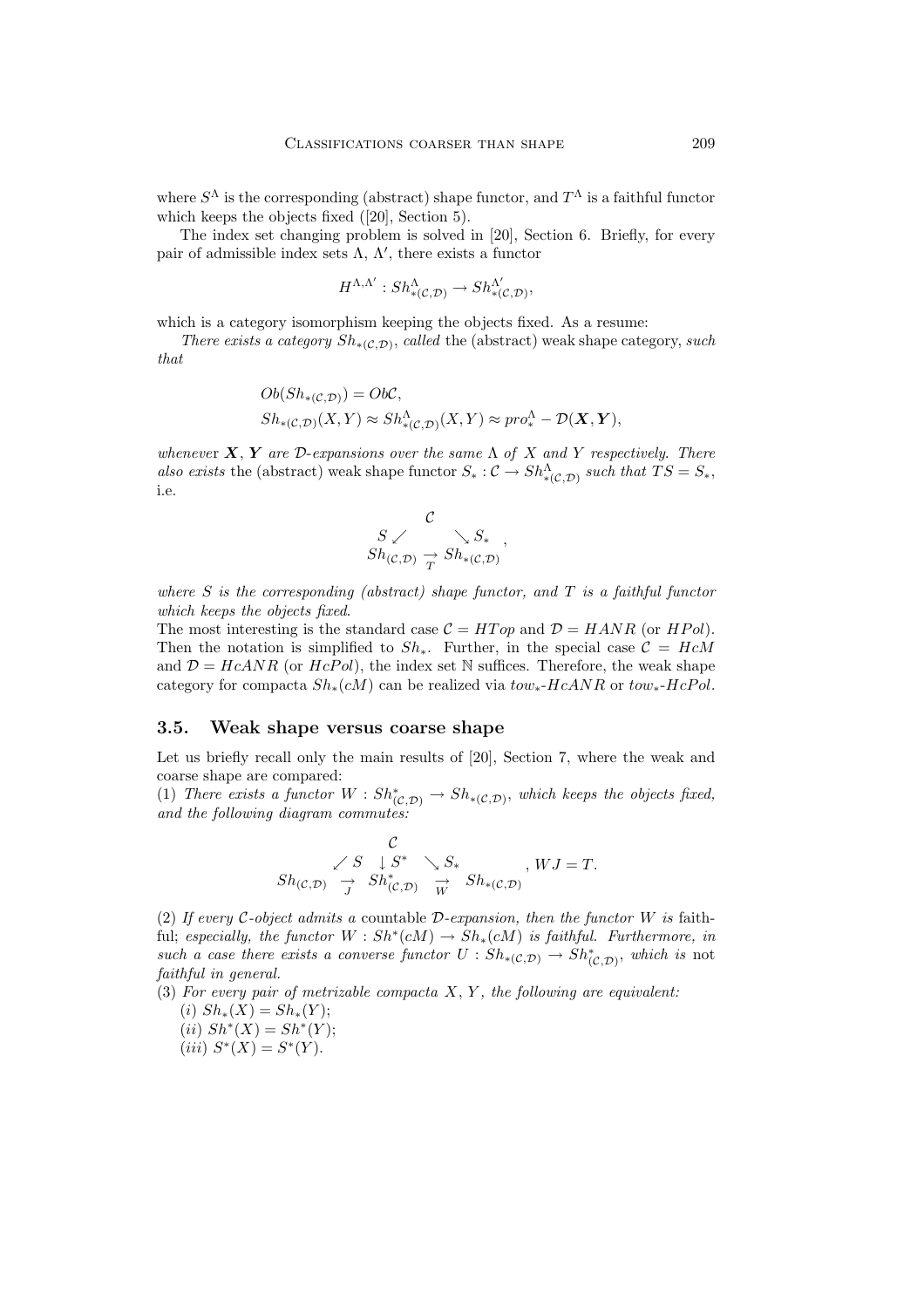where $S^\Lambda$ is the corresponding (abstract) shape functor, and $T^\Lambda$ is a faithful functor which keeps the objects fixed ([20], Section 5).

The index set changing problem is solved in [20], Section 6. Briefly, for every pair of admissible index sets $\Lambda$, $\Lambda'$, there exists a functor

$$H^{\Lambda,\Lambda'} : Sh^{\Lambda}_{*(\mathcal{C},\mathcal{D})} \to Sh^{\Lambda'}_{*(\mathcal{C},\mathcal{D})},$$

which is a category isomorphism keeping the objects fixed. As a resume:

*There exists a category $Sh_{*(\mathcal{C},\mathcal{D})}$, called* the (abstract) weak shape category, *such that*

$$Ob(Sh_{*(\mathcal{C},\mathcal{D})}) = Ob\mathcal{C},$$
$$Sh_{*(\mathcal{C},\mathcal{D})}(X,Y) \approx Sh^{\Lambda}_{*(\mathcal{C},\mathcal{D})}(X,Y) \approx pro^{\Lambda}_{*} - \mathcal{D}(\boldsymbol{X},\boldsymbol{Y}),$$

*whenever $\boldsymbol{X}$, $\boldsymbol{Y}$ are $\mathcal{D}$-expansions over the same $\Lambda$ of $X$ and $Y$ respectively. There also exists* the (abstract) weak shape functor $S_* : \mathcal{C} \to Sh^{\Lambda}_{*(\mathcal{C},\mathcal{D})}$ *such that* $TS = S_*$, i.e.

$$\begin{array}{ccc} & \mathcal{C} & \\ S \swarrow & & \searrow S_* \\ Sh_{(\mathcal{C},\mathcal{D})} & \underset{T}{\to} & Sh_{*(\mathcal{C},\mathcal{D})} \end{array},$$

*where $S$ is the corresponding (abstract) shape functor, and $T$ is a faithful functor which keeps the objects fixed*.

The most interesting is the standard case $\mathcal{C} = HTop$ and $\mathcal{D} = HANR$ (or $HPol$). Then the notation is simplified to $Sh_*$. Further, in the special case $\mathcal{C} = HcM$ and $\mathcal{D} = HcANR$ (or $HcPol$), the index set $\mathbb{N}$ suffices. Therefore, the weak shape category for compacta $Sh_*(cM)$ can be realized via $tow_*$-$HcANR$ or $tow_*$-$HcPol$.

## 3.5. Weak shape versus coarse shape

Let us briefly recall only the main results of [20], Section 7, where the weak and coarse shape are compared:

(1) *There exists a functor $W : Sh^*_{(\mathcal{C},\mathcal{D})} \to Sh_{*(\mathcal{C},\mathcal{D})}$, which keeps the objects fixed, and the following diagram commutes:*

$$\begin{array}{ccccc} & & \mathcal{C} & & \\ & \swarrow S & \downarrow S^* & \searrow S_* & \\ Sh_{(\mathcal{C},\mathcal{D})} & \underset{J}{\to} & Sh^*_{(\mathcal{C},\mathcal{D})} & \underset{W}{\to} & Sh_{*(\mathcal{C},\mathcal{D})} \end{array}, \quad WJ = T.$$

(2) *If every $\mathcal{C}$-object admits a* countable *$\mathcal{D}$-expansion, then the functor $W$ is* faithful; *especially, the functor $W : Sh^*(cM) \to Sh_*(cM)$ is faithful. Furthermore, in such a case there exists a converse functor $U : Sh_{*(\mathcal{C},\mathcal{D})} \to Sh^*_{(\mathcal{C},\mathcal{D})}$, which is* not *faithful in general.*

(3) *For every pair of metrizable compacta $X$, $Y$, the following are equivalent:*

(*i*) $Sh_*(X) = Sh_*(Y)$;

(*ii*) $Sh^*(X) = Sh^*(Y)$;

(*iii*) $S^*(X) = S^*(Y)$.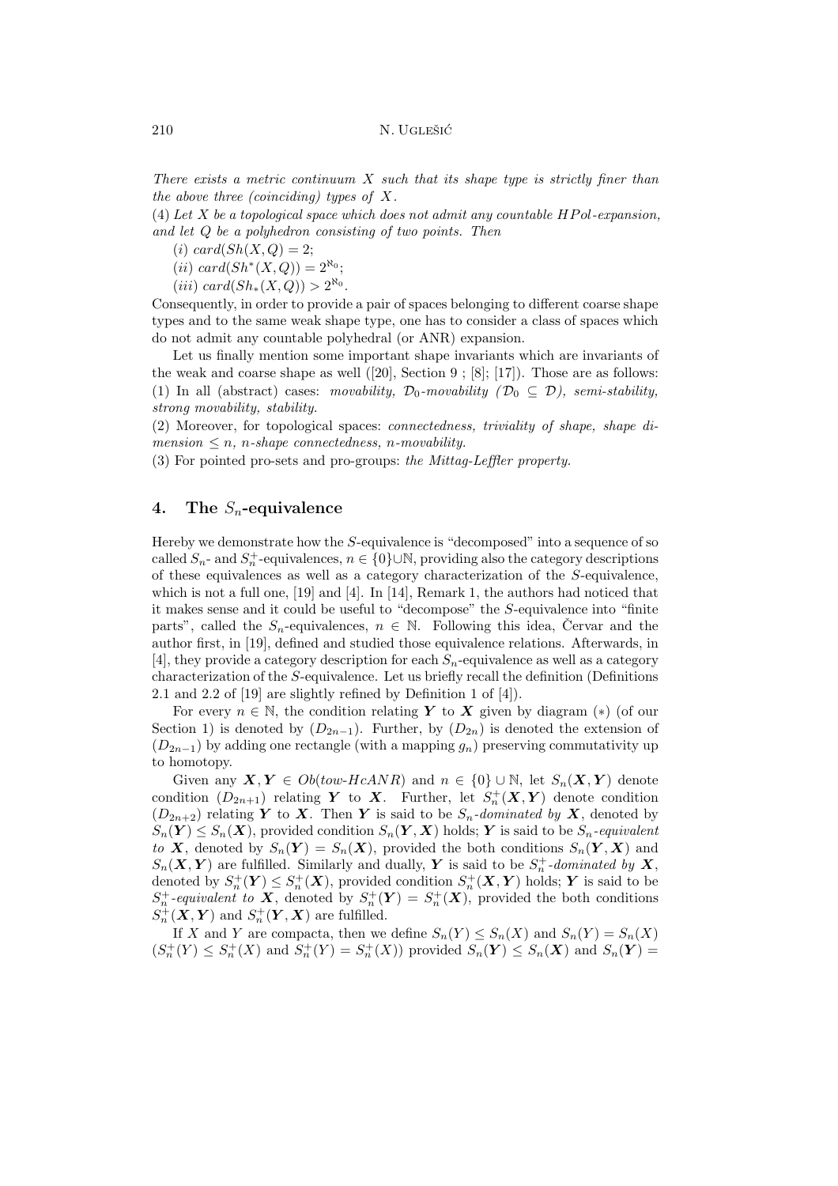*There exists a metric continuum $X$ such that its shape type is strictly finer than the above three (coinciding) types of $X$.*

(4) *Let $X$ be a topological space which does not admit any countable $HPol$-expansion, and let $Q$ be a polyhedron consisting of two points. Then*

(*i*) $card(Sh(X,Q) = 2$;

(*ii*) $card(Sh^*(X,Q)) = 2^{\aleph_0}$;

(*iii*) $card(Sh_*(X,Q)) > 2^{\aleph_0}$.

Consequently, in order to provide a pair of spaces belonging to different coarse shape types and to the same weak shape type, one has to consider a class of spaces which do not admit any countable polyhedral (or ANR) expansion.

Let us finally mention some important shape invariants which are invariants of the weak and coarse shape as well ([20], Section 9 ; [8]; [17]). Those are as follows:
(1) In all (abstract) cases: *movability, $\mathcal{D}_0$-movability ($\mathcal{D}_0 \subseteq \mathcal{D}$), semi-stability, strong movability, stability.*
(2) Moreover, for topological spaces: *connectedness, triviality of shape, shape dimension $\leq n$, $n$-shape connectedness, $n$-movability.*
(3) For pointed pro-sets and pro-groups: *the Mittag-Leffler property.*

## 4. The $S_n$-equivalence

Hereby we demonstrate how the $S$-equivalence is "decomposed" into a sequence of so called $S_n$- and $S_n^+$-equivalences, $n \in \{0\} \cup \mathbb{N}$, providing also the category descriptions of these equivalences as well as a category characterization of the $S$-equivalence, which is not a full one, [19] and [4]. In [14], Remark 1, the authors had noticed that it makes sense and it could be useful to "decompose" the $S$-equivalence into "finite parts", called the $S_n$-equivalences, $n \in \mathbb{N}$. Following this idea, Červar and the author first, in [19], defined and studied those equivalence relations. Afterwards, in [4], they provide a category description for each $S_n$-equivalence as well as a category characterization of the $S$-equivalence. Let us briefly recall the definition (Definitions 2.1 and 2.2 of [19] are slightly refined by Definition 1 of [4]).

For every $n \in \mathbb{N}$, the condition relating $\boldsymbol{Y}$ to $\boldsymbol{X}$ given by diagram $(*)$ (of our Section 1) is denoted by $(D_{2n-1})$. Further, by $(D_{2n})$ is denoted the extension of $(D_{2n-1})$ by adding one rectangle (with a mapping $g_n$) preserving commutativity up to homotopy.

Given any $\boldsymbol{X}, \boldsymbol{Y} \in Ob(tow\text{-}HcANR)$ and $n \in \{0\} \cup \mathbb{N}$, let $S_n(\boldsymbol{X}, \boldsymbol{Y})$ denote condition $(D_{2n+1})$ relating $\boldsymbol{Y}$ to $\boldsymbol{X}$. Further, let $S_n^+(\boldsymbol{X}, \boldsymbol{Y})$ denote condition $(D_{2n+2})$ relating $\boldsymbol{Y}$ to $\boldsymbol{X}$. Then $\boldsymbol{Y}$ is said to be *$S_n$-dominated by $\boldsymbol{X}$*, denoted by $S_n(\boldsymbol{Y}) \leq S_n(\boldsymbol{X})$, provided condition $S_n(\boldsymbol{Y}, \boldsymbol{X})$ holds; $\boldsymbol{Y}$ is said to be *$S_n$-equivalent to $\boldsymbol{X}$*, denoted by $S_n(\boldsymbol{Y}) = S_n(\boldsymbol{X})$, provided the both conditions $S_n(\boldsymbol{Y}, \boldsymbol{X})$ and $S_n(\boldsymbol{X}, \boldsymbol{Y})$ are fulfilled. Similarly and dually, $\boldsymbol{Y}$ is said to be *$S_n^+$-dominated by $\boldsymbol{X}$*, denoted by $S_n^+(\boldsymbol{Y}) \leq S_n^+(\boldsymbol{X})$, provided condition $S_n^+(\boldsymbol{X}, \boldsymbol{Y})$ holds; $\boldsymbol{Y}$ is said to be *$S_n^+$-equivalent to $\boldsymbol{X}$*, denoted by $S_n^+(\boldsymbol{Y}) = S_n^+(\boldsymbol{X})$, provided the both conditions $S_n^+(\boldsymbol{X}, \boldsymbol{Y})$ and $S_n^+(\boldsymbol{Y}, \boldsymbol{X})$ are fulfilled.

If $X$ and $Y$ are compacta, then we define $S_n(Y) \leq S_n(X)$ and $S_n(Y) = S_n(X)$ ($S_n^+(Y) \leq S_n^+(X)$ and $S_n^+(Y) = S_n^+(X)$) provided $S_n(\boldsymbol{Y}) \leq S_n(\boldsymbol{X})$ and $S_n(\boldsymbol{Y}) =$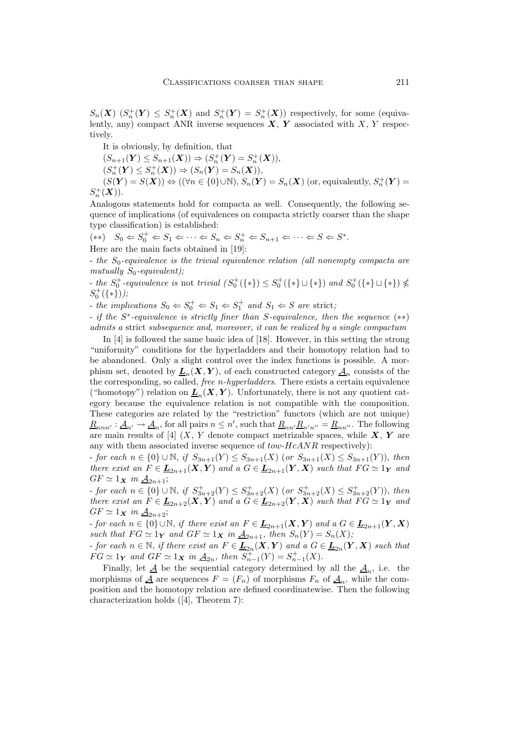$S_n(\boldsymbol{X})$ ($S_n^+(\boldsymbol{Y}) \leq S_n^+(\boldsymbol{X})$ and $S_n^+(\boldsymbol{Y}) = S_n^+(\boldsymbol{X})$) respectively, for some (equivalently, any) compact ANR inverse sequences $\boldsymbol{X}$, $\boldsymbol{Y}$ associated with $X$, $Y$ respectively.

It is obviously, by definition, that

$(S_{n+1}(\boldsymbol{Y}) \leq S_{n+1}(\boldsymbol{X})) \Rightarrow (S_n^+(\boldsymbol{Y}) = S_n^+(\boldsymbol{X}))$,

$(S_n^+(\boldsymbol{Y}) \leq S_n^+(\boldsymbol{X})) \Rightarrow (S_n(\boldsymbol{Y}) = S_n(\boldsymbol{X}))$,

$(S(\boldsymbol{Y}) = S(\boldsymbol{X})) \Leftrightarrow ((\forall n \in \{0\} \cup \mathbb{N}), S_n(\boldsymbol{Y}) = S_n(\boldsymbol{X})$ (or, equivalently, $S_n^+(\boldsymbol{Y}) = S_n^+(\boldsymbol{X})$).

Analogous statements hold for compacta as well. Consequently, the following sequence of implications (of equivalences on compacta strictly coarser than the shape type classification) is established:

$(**) \quad S_0 \Leftarrow S_0^+ \Leftarrow S_1 \Leftarrow \cdots \Leftarrow S_n \Leftarrow S_n^+ \Leftarrow S_{n+1} \Leftarrow \cdots \Leftarrow S \Leftarrow S^*$.

Here are the main facts obtained in [19]:

- *the $S_0$-equivalence is the trivial equivalence relation (all nonempty compacta are mutually $S_0$-equivalent);*

- *the $S_0^+$-equivalence is* not *trivial ($S_0^+(\{*\}) \leq S_0^+(\{*\} \sqcup \{*\})$ and $S_0^+(\{*\} \sqcup \{*\}) \not\leq S_0^+(\{*\})$);*

- *the implications $S_0 \Leftarrow S_0^+ \Leftarrow S_1 \Leftarrow S_1^+$ and $S_1 \Leftarrow S$ are* strict*;*

- *if the $S^*$-equivalence is strictly finer than $S$-equivalence, then the sequence $(**)$ admits a* strict *subsequence and, moreover, it can be realized by a single compactum*

In [4] is followed the same basic idea of [18]. However, in this setting the strong "uniformity" conditions for the hyperladders and their homotopy relation had to be abandoned. Only a slight control over the index functions is possible. A morphism set, denoted by $\underline{\boldsymbol{L}}_n(\boldsymbol{X}, \boldsymbol{Y})$, of each constructed category $\underline{\mathcal{A}}_n$ consists of the the corresponding, so called, *free n-hyperladders*. There exists a certain equivalence ("homotopy") relation on $\underline{\boldsymbol{L}}_n(\boldsymbol{X}, \boldsymbol{Y})$. Unfortunately, there is not any quotient category because the equivalence relation is not compatible with the composition. These categories are related by the "restriction" functors (which are not unique) $\underline{R}_{nn'} : \underline{\mathcal{A}}_{n'} \to \underline{\mathcal{A}}_n$, for all pairs $n \leq n'$, such that $\underline{R}_{nn'}\underline{R}_{n'n''} = \underline{R}_{nn''}$. The following are main results of [4] ($X$, $Y$ denote compact metrizable spaces, while $\boldsymbol{X}$, $\boldsymbol{Y}$ are any with them associated inverse sequence of $tow$-$HcANR$ respectively):

- *for each $n \in \{0\} \cup \mathbb{N}$, if $S_{3n+1}(Y) \leq S_{3n+1}(X)$ (or $S_{3n+1}(X) \leq S_{3n+1}(Y)$), then there exist an $F \in \underline{\boldsymbol{L}}_{2n+1}(\boldsymbol{X}, \boldsymbol{Y})$ and a $G \in \underline{\boldsymbol{L}}_{2n+1}(\boldsymbol{Y}, \boldsymbol{X})$ such that $FG \simeq 1_{\boldsymbol{Y}}$ and $GF \simeq 1_{\boldsymbol{X}}$ in $\underline{\mathcal{A}}_{2n+1}$*;

- *for each $n \in \{0\} \cup \mathbb{N}$, if $S_{3n+2}^+(Y) \leq S_{3n+2}^+(X)$ (or $S_{3n+2}^+(X) \leq S_{3n+2}^+(Y)$), then there exist an $F \in \underline{\boldsymbol{L}}_{2n+2}(\boldsymbol{X}, \boldsymbol{Y})$ and a $G \in \underline{\boldsymbol{L}}_{2n+2}(\boldsymbol{Y}, \boldsymbol{X})$ such that $FG \simeq 1_{\boldsymbol{Y}}$ and $GF \simeq 1_{\boldsymbol{X}}$ in $\underline{\mathcal{A}}_{2n+2}$*;

- *for each $n \in \{0\} \cup \mathbb{N}$, if there exist an $F \in \underline{\boldsymbol{L}}_{2n+1}(\boldsymbol{X}, \boldsymbol{Y})$ and a $G \in \underline{\boldsymbol{L}}_{2n+1}(\boldsymbol{Y}, \boldsymbol{X})$ such that $FG \simeq 1_{\boldsymbol{Y}}$ and $GF \simeq 1_{\boldsymbol{X}}$ in $\underline{\mathcal{A}}_{2n+1}$, then $S_n(Y) = S_n(X)$;*

- *for each $n \in \mathbb{N}$, if there exist an $F \in \underline{\boldsymbol{L}}_{2n}(\boldsymbol{X}, \boldsymbol{Y})$ and a $G \in \underline{\boldsymbol{L}}_{2n}(\boldsymbol{Y}, \boldsymbol{X})$ such that $FG \simeq 1_{\boldsymbol{Y}}$ and $GF \simeq 1_{\boldsymbol{X}}$ in $\underline{\mathcal{A}}_{2n}$, then $S_{n-1}^+(Y) = S_{n-1}^+(X)$.*

Finally, let $\underline{\mathcal{A}}$ be the sequential category determined by all the $\underline{\mathcal{A}}_n$, i.e. the morphisms of $\underline{\mathcal{A}}$ are sequences $F = (F_n)$ of morphisms $F_n$ of $\underline{\mathcal{A}}_n$, while the composition and the homotopy relation are defined coordinatewise. Then the following characterization holds ([4], Theorem 7):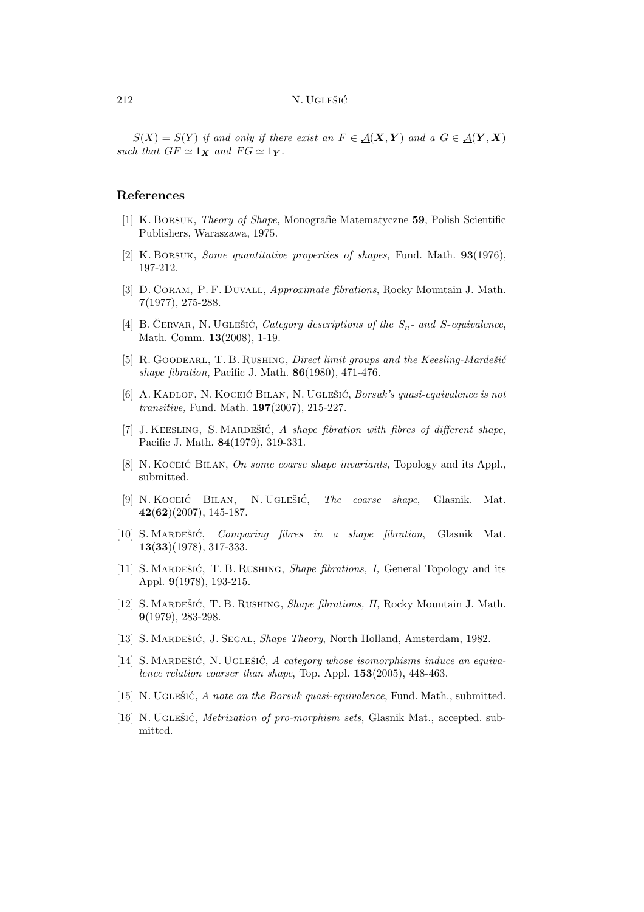*$S(X) = S(Y)$ if and only if there exist an $F \in \underline{\mathcal{A}}(\boldsymbol{X}, \boldsymbol{Y})$ and a $G \in \underline{\mathcal{A}}(\boldsymbol{Y}, \boldsymbol{X})$ such that $GF \simeq 1_{\boldsymbol{X}}$ and $FG \simeq 1_{\boldsymbol{Y}}$.*

## References

[1] K. Borsuk, *Theory of Shape*, Monografie Matematyczne **59**, Polish Scientific Publishers, Waraszawa, 1975.

[2] K. Borsuk, *Some quantitative properties of shapes*, Fund. Math. **93**(1976), 197-212.

[3] D. Coram, P. F. Duvall, *Approximate fibrations*, Rocky Mountain J. Math. **7**(1977), 275-288.

[4] B. Červar, N. Uglešić, *Category descriptions of the $S_n$- and $S$-equivalence*, Math. Comm. **13**(2008), 1-19.

[5] R. Goodearl, T. B. Rushing, *Direct limit groups and the Keesling-Mardešić shape fibration*, Pacific J. Math. **86**(1980), 471-476.

[6] A. Kadlof, N. Koceić Bilan, N. Uglešić, *Borsuk's quasi-equivalence is not transitive,* Fund. Math. **197**(2007), 215-227.

[7] J. Keesling, S. Mardešić, *A shape fibration with fibres of different shape*, Pacific J. Math. **84**(1979), 319-331.

[8] N. Koceić Bilan, *On some coarse shape invariants*, Topology and its Appl., submitted.

[9] N. Koceić Bilan, N. Uglešić, *The coarse shape*, Glasnik. Mat. **42**(**62**)(2007), 145-187.

[10] S. Mardešić, *Comparing fibres in a shape fibration*, Glasnik Mat. **13**(**33**)(1978), 317-333.

[11] S. Mardešić, T. B. Rushing, *Shape fibrations, I,* General Topology and its Appl. **9**(1978), 193-215.

[12] S. Mardešić, T. B. Rushing, *Shape fibrations, II,* Rocky Mountain J. Math. **9**(1979), 283-298.

[13] S. Mardešić, J. Segal, *Shape Theory*, North Holland, Amsterdam, 1982.

[14] S. Mardešić, N. Uglešić, *A category whose isomorphisms induce an equivalence relation coarser than shape*, Top. Appl. **153**(2005), 448-463.

[15] N. Uglešić, *A note on the Borsuk quasi-equivalence*, Fund. Math., submitted.

[16] N. Uglešić, *Metrization of pro-morphism sets*, Glasnik Mat., accepted. submitted.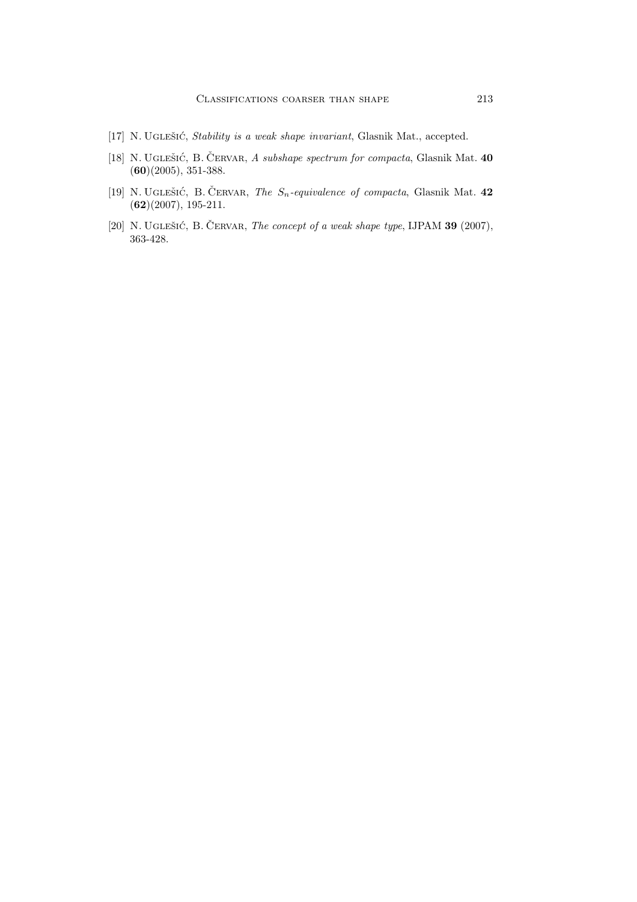[17] N. Uglešić, *Stability is a weak shape invariant*, Glasnik Mat., accepted.

[18] N. Uglešić, B. Červar, *A subshape spectrum for compacta*, Glasnik Mat. **40** (**60**)(2005), 351-388.

[19] N. Uglešić, B. Červar, *The $S_n$-equivalence of compacta*, Glasnik Mat. **42** (**62**)(2007), 195-211.

[20] N. Uglešić, B. Červar, *The concept of a weak shape type*, IJPAM **39** (2007), 363-428.